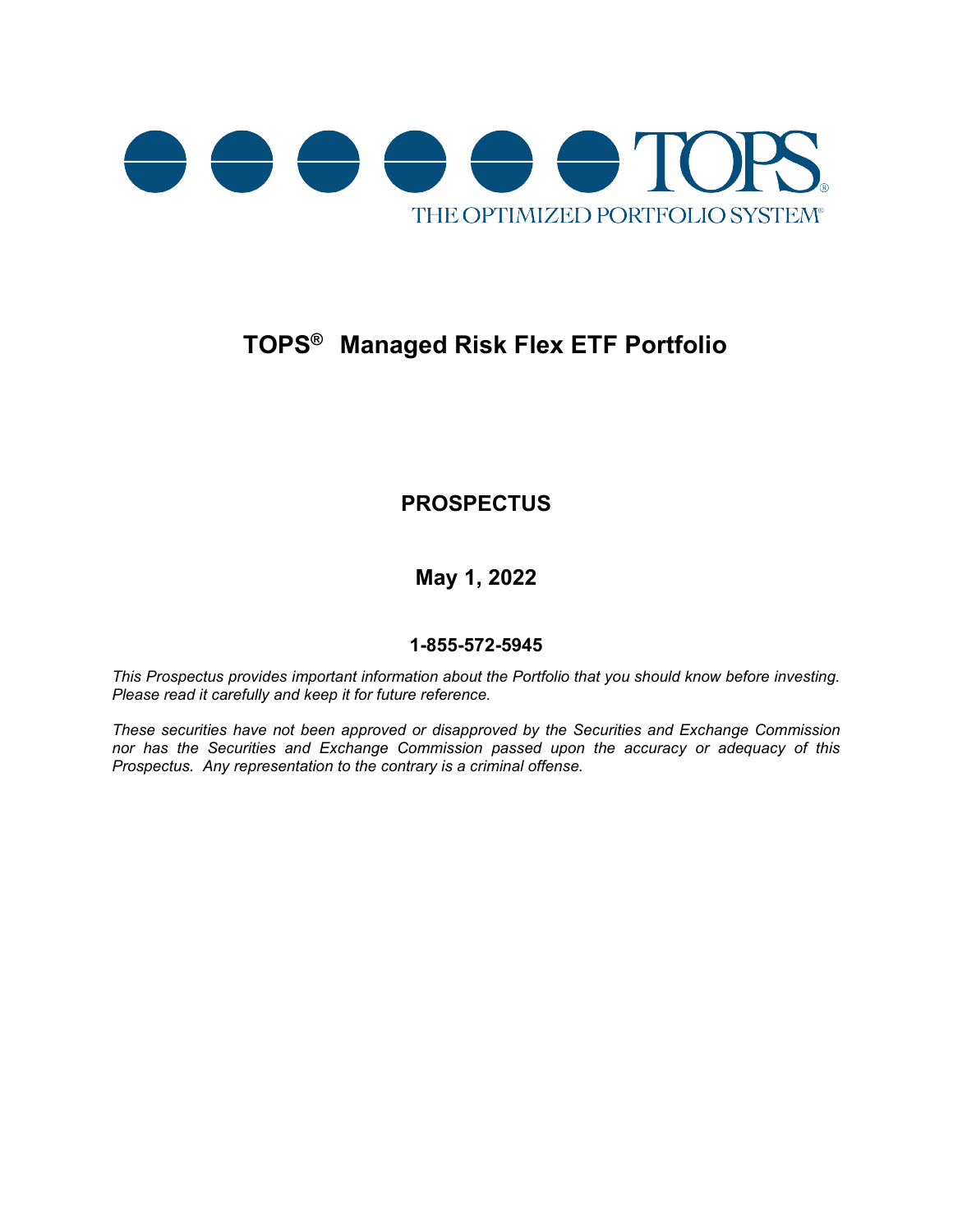TOPS®

THE OPTIMIZED PORTFOLIO SYSTEM®

# TOPS® Managed Risk Flex ETF Portfolio

## PROSPECTUS

## May 1, 2022

### 1-855-572-5945

*This Prospectus provides important information about the Portfolio that you should know before investing. Please read it carefully and keep it for future reference.*

*These securities have not been approved or disapproved by the Securities and Exchange Commission nor has the Securities and Exchange Commission passed upon the accuracy or adequacy of this Prospectus. Any representation to the contrary is a criminal offense.*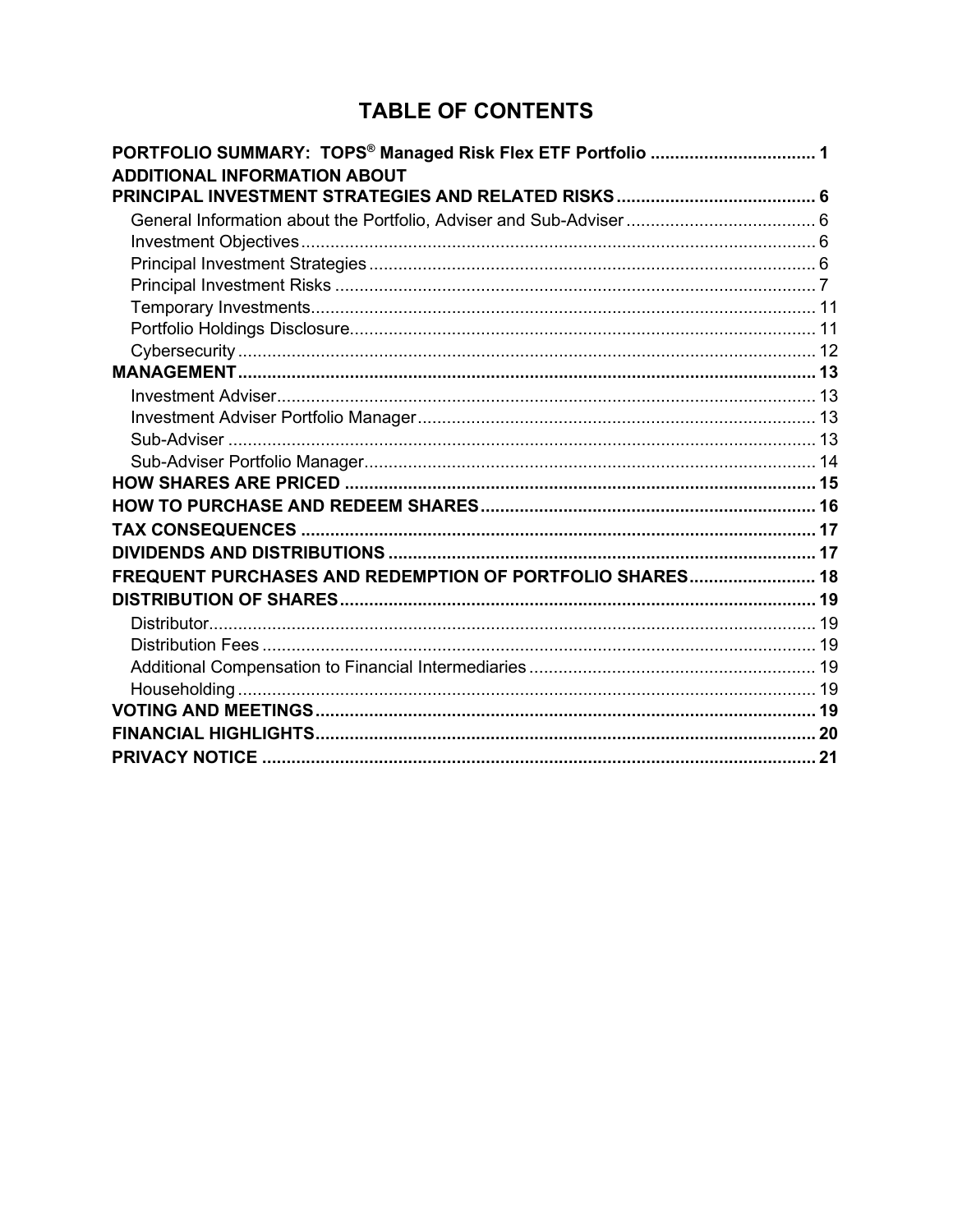# TABLE OF CONTENTS

**PORTFOLIO SUMMARY: TOPS® Managed Risk Flex ETF Portfolio .................................. 1**

**ADDITIONAL INFORMATION ABOUT PRINCIPAL INVESTMENT STRATEGIES AND RELATED RISKS ........................................ 6**

- General Information about the Portfolio, Adviser and Sub-Adviser ....................................... 6
- Investment Objectives ........................................................................................................ 6
- Principal Investment Strategies ........................................................................................... 6
- Principal Investment Risks .................................................................................................. 7
- Temporary Investments ....................................................................................................... 11
- Portfolio Holdings Disclosure ............................................................................................... 11
- Cybersecurity ...................................................................................................................... 12

**MANAGEMENT ...................................................................................................................... 13**

- Investment Adviser .............................................................................................................. 13
- Investment Adviser Portfolio Manager ................................................................................. 13
- Sub-Adviser ........................................................................................................................ 13
- Sub-Adviser Portfolio Manager ............................................................................................ 14

**HOW SHARES ARE PRICED ............................................................................................... 15**

**HOW TO PURCHASE AND REDEEM SHARES .................................................................... 16**

**TAX CONSEQUENCES ........................................................................................................ 17**

**DIVIDENDS AND DISTRIBUTIONS ...................................................................................... 17**

**FREQUENT PURCHASES AND REDEMPTION OF PORTFOLIO SHARES .......................... 18**

**DISTRIBUTION OF SHARES ................................................................................................ 19**

- Distributor ........................................................................................................................... 19
- Distribution Fees ................................................................................................................. 19
- Additional Compensation to Financial Intermediaries .......................................................... 19
- Householding ...................................................................................................................... 19

**VOTING AND MEETINGS ..................................................................................................... 19**

**FINANCIAL HIGHLIGHTS ..................................................................................................... 20**

**PRIVACY NOTICE ................................................................................................................ 21**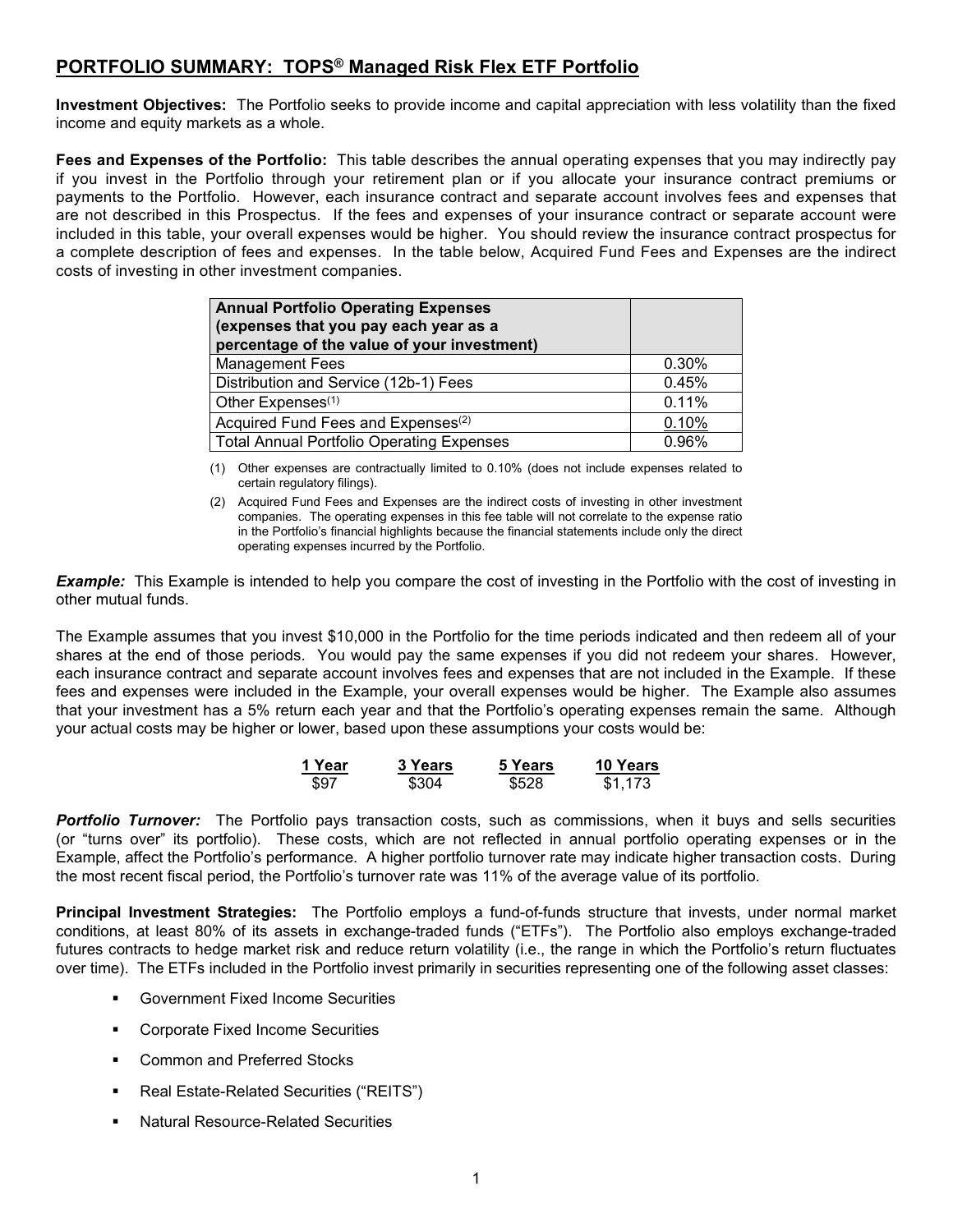## PORTFOLIO SUMMARY: TOPS® Managed Risk Flex ETF Portfolio

**Investment Objectives:** The Portfolio seeks to provide income and capital appreciation with less volatility than the fixed income and equity markets as a whole.

**Fees and Expenses of the Portfolio:** This table describes the annual operating expenses that you may indirectly pay if you invest in the Portfolio through your retirement plan or if you allocate your insurance contract premiums or payments to the Portfolio. However, each insurance contract and separate account involves fees and expenses that are not described in this Prospectus. If the fees and expenses of your insurance contract or separate account were included in this table, your overall expenses would be higher. You should review the insurance contract prospectus for a complete description of fees and expenses. In the table below, Acquired Fund Fees and Expenses are the indirect costs of investing in other investment companies.

| Annual Portfolio Operating Expenses (expenses that you pay each year as a percentage of the value of your investment) | |
|---|---|
| Management Fees | 0.30% |
| Distribution and Service (12b-1) Fees | 0.45% |
| Other Expenses[1] | 0.11% |
| Acquired Fund Fees and Expenses[2] | 0.10% |
| Total Annual Portfolio Operating Expenses | 0.96% |

(1) Other expenses are contractually limited to 0.10% (does not include expenses related to certain regulatory filings).

(2) Acquired Fund Fees and Expenses are the indirect costs of investing in other investment companies. The operating expenses in this fee table will not correlate to the expense ratio in the Portfolio's financial highlights because the financial statements include only the direct operating expenses incurred by the Portfolio.

***Example:*** This Example is intended to help you compare the cost of investing in the Portfolio with the cost of investing in other mutual funds.

The Example assumes that you invest $10,000 in the Portfolio for the time periods indicated and then redeem all of your shares at the end of those periods. You would pay the same expenses if you did not redeem your shares. However, each insurance contract and separate account involves fees and expenses that are not included in the Example. If these fees and expenses were included in the Example, your overall expenses would be higher. The Example also assumes that your investment has a 5% return each year and that the Portfolio's operating expenses remain the same. Although your actual costs may be higher or lower, based upon these assumptions your costs would be:

| 1 Year | 3 Years | 5 Years | 10 Years |
|---|---|---|---|
| $97 | $304 | $528 | $1,173 |

***Portfolio Turnover:*** The Portfolio pays transaction costs, such as commissions, when it buys and sells securities (or "turns over" its portfolio). These costs, which are not reflected in annual portfolio operating expenses or in the Example, affect the Portfolio's performance. A higher portfolio turnover rate may indicate higher transaction costs. During the most recent fiscal period, the Portfolio's turnover rate was 11% of the average value of its portfolio.

**Principal Investment Strategies:** The Portfolio employs a fund-of-funds structure that invests, under normal market conditions, at least 80% of its assets in exchange-traded funds ("ETFs"). The Portfolio also employs exchange-traded futures contracts to hedge market risk and reduce return volatility (i.e., the range in which the Portfolio's return fluctuates over time). The ETFs included in the Portfolio invest primarily in securities representing one of the following asset classes:

- Government Fixed Income Securities
- Corporate Fixed Income Securities
- Common and Preferred Stocks
- Real Estate-Related Securities ("REITS")
- Natural Resource-Related Securities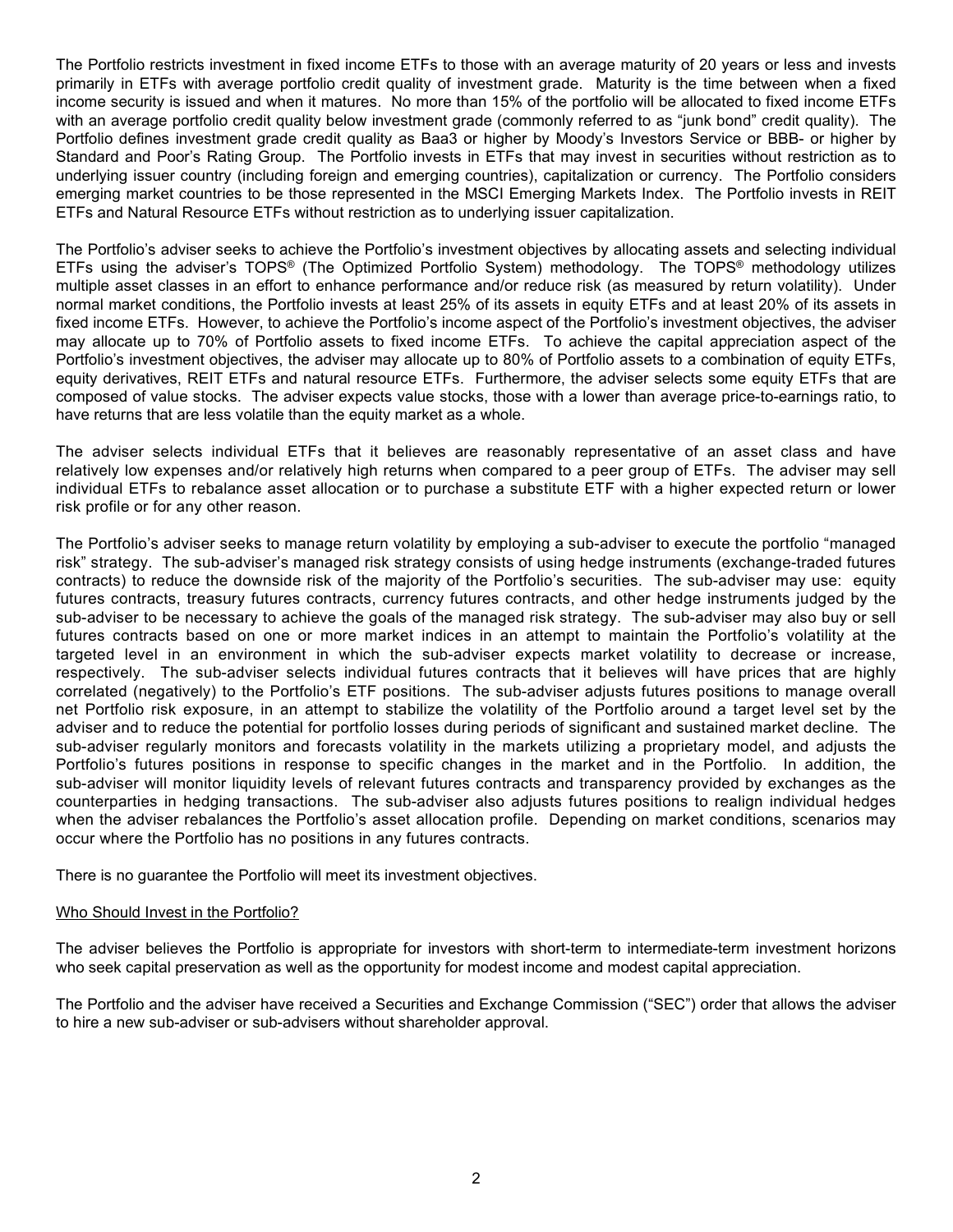The Portfolio restricts investment in fixed income ETFs to those with an average maturity of 20 years or less and invests primarily in ETFs with average portfolio credit quality of investment grade. Maturity is the time between when a fixed income security is issued and when it matures. No more than 15% of the portfolio will be allocated to fixed income ETFs with an average portfolio credit quality below investment grade (commonly referred to as "junk bond" credit quality). The Portfolio defines investment grade credit quality as Baa3 or higher by Moody's Investors Service or BBB- or higher by Standard and Poor's Rating Group. The Portfolio invests in ETFs that may invest in securities without restriction as to underlying issuer country (including foreign and emerging countries), capitalization or currency. The Portfolio considers emerging market countries to be those represented in the MSCI Emerging Markets Index. The Portfolio invests in REIT ETFs and Natural Resource ETFs without restriction as to underlying issuer capitalization.

The Portfolio's adviser seeks to achieve the Portfolio's investment objectives by allocating assets and selecting individual ETFs using the adviser's TOPS® (The Optimized Portfolio System) methodology. The TOPS® methodology utilizes multiple asset classes in an effort to enhance performance and/or reduce risk (as measured by return volatility). Under normal market conditions, the Portfolio invests at least 25% of its assets in equity ETFs and at least 20% of its assets in fixed income ETFs. However, to achieve the Portfolio's income aspect of the Portfolio's investment objectives, the adviser may allocate up to 70% of Portfolio assets to fixed income ETFs. To achieve the capital appreciation aspect of the Portfolio's investment objectives, the adviser may allocate up to 80% of Portfolio assets to a combination of equity ETFs, equity derivatives, REIT ETFs and natural resource ETFs. Furthermore, the adviser selects some equity ETFs that are composed of value stocks. The adviser expects value stocks, those with a lower than average price-to-earnings ratio, to have returns that are less volatile than the equity market as a whole.

The adviser selects individual ETFs that it believes are reasonably representative of an asset class and have relatively low expenses and/or relatively high returns when compared to a peer group of ETFs. The adviser may sell individual ETFs to rebalance asset allocation or to purchase a substitute ETF with a higher expected return or lower risk profile or for any other reason.

The Portfolio's adviser seeks to manage return volatility by employing a sub-adviser to execute the portfolio "managed risk" strategy. The sub-adviser's managed risk strategy consists of using hedge instruments (exchange-traded futures contracts) to reduce the downside risk of the majority of the Portfolio's securities. The sub-adviser may use: equity futures contracts, treasury futures contracts, currency futures contracts, and other hedge instruments judged by the sub-adviser to be necessary to achieve the goals of the managed risk strategy. The sub-adviser may also buy or sell futures contracts based on one or more market indices in an attempt to maintain the Portfolio's volatility at the targeted level in an environment in which the sub-adviser expects market volatility to decrease or increase, respectively. The sub-adviser selects individual futures contracts that it believes will have prices that are highly correlated (negatively) to the Portfolio's ETF positions. The sub-adviser adjusts futures positions to manage overall net Portfolio risk exposure, in an attempt to stabilize the volatility of the Portfolio around a target level set by the adviser and to reduce the potential for portfolio losses during periods of significant and sustained market decline. The sub-adviser regularly monitors and forecasts volatility in the markets utilizing a proprietary model, and adjusts the Portfolio's futures positions in response to specific changes in the market and in the Portfolio. In addition, the sub-adviser will monitor liquidity levels of relevant futures contracts and transparency provided by exchanges as the counterparties in hedging transactions. The sub-adviser also adjusts futures positions to realign individual hedges when the adviser rebalances the Portfolio's asset allocation profile. Depending on market conditions, scenarios may occur where the Portfolio has no positions in any futures contracts.

There is no guarantee the Portfolio will meet its investment objectives.

Who Should Invest in the Portfolio?

The adviser believes the Portfolio is appropriate for investors with short-term to intermediate-term investment horizons who seek capital preservation as well as the opportunity for modest income and modest capital appreciation.

The Portfolio and the adviser have received a Securities and Exchange Commission ("SEC") order that allows the adviser to hire a new sub-adviser or sub-advisers without shareholder approval.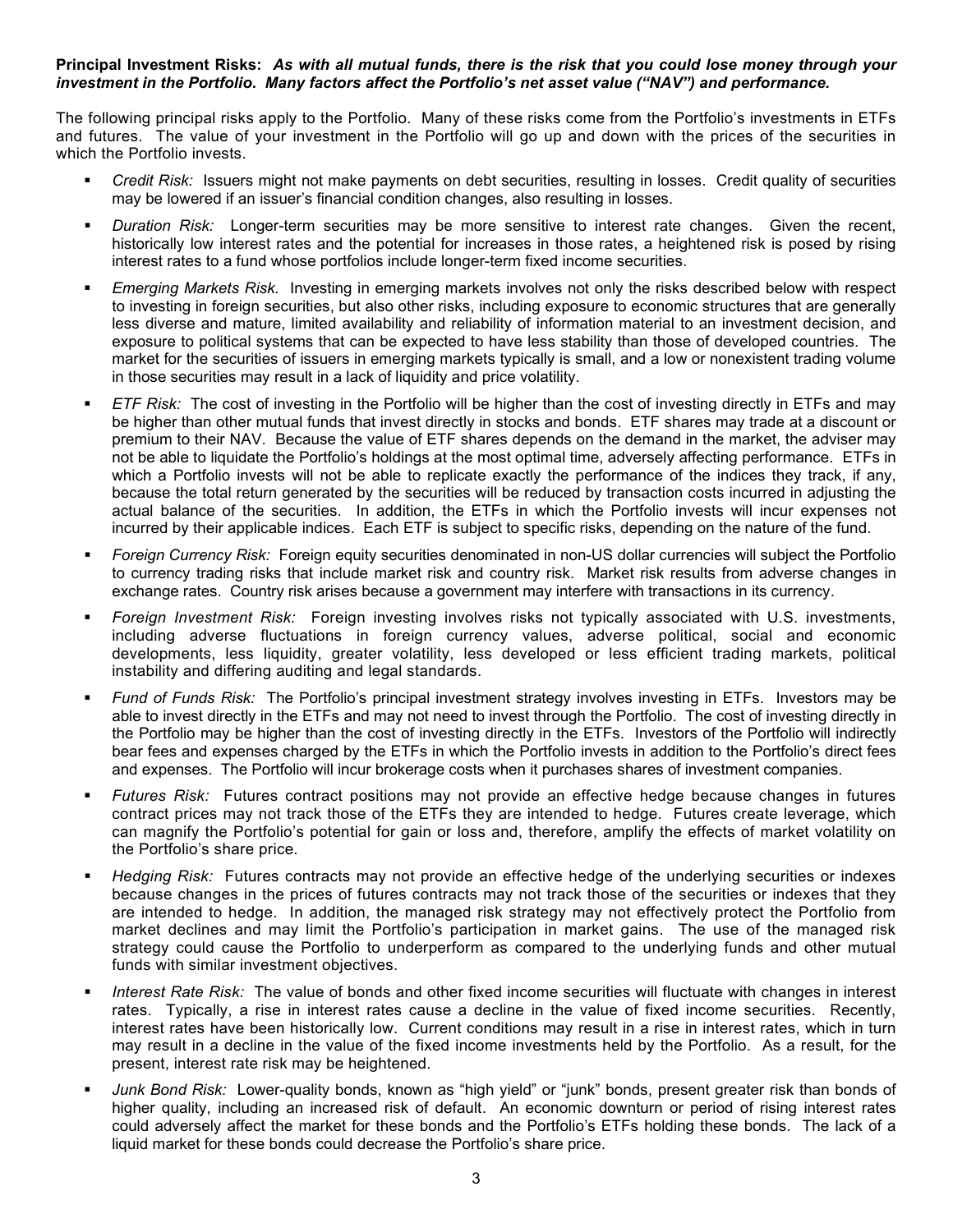**Principal Investment Risks:** ***As with all mutual funds, there is the risk that you could lose money through your investment in the Portfolio. Many factors affect the Portfolio's net asset value ("NAV") and performance.***

The following principal risks apply to the Portfolio. Many of these risks come from the Portfolio's investments in ETFs and futures. The value of your investment in the Portfolio will go up and down with the prices of the securities in which the Portfolio invests.

- *Credit Risk:* Issuers might not make payments on debt securities, resulting in losses. Credit quality of securities may be lowered if an issuer's financial condition changes, also resulting in losses.
- *Duration Risk:* Longer-term securities may be more sensitive to interest rate changes. Given the recent, historically low interest rates and the potential for increases in those rates, a heightened risk is posed by rising interest rates to a fund whose portfolios include longer-term fixed income securities.
- *Emerging Markets Risk.* Investing in emerging markets involves not only the risks described below with respect to investing in foreign securities, but also other risks, including exposure to economic structures that are generally less diverse and mature, limited availability and reliability of information material to an investment decision, and exposure to political systems that can be expected to have less stability than those of developed countries. The market for the securities of issuers in emerging markets typically is small, and a low or nonexistent trading volume in those securities may result in a lack of liquidity and price volatility.
- *ETF Risk:* The cost of investing in the Portfolio will be higher than the cost of investing directly in ETFs and may be higher than other mutual funds that invest directly in stocks and bonds. ETF shares may trade at a discount or premium to their NAV. Because the value of ETF shares depends on the demand in the market, the adviser may not be able to liquidate the Portfolio's holdings at the most optimal time, adversely affecting performance. ETFs in which a Portfolio invests will not be able to replicate exactly the performance of the indices they track, if any, because the total return generated by the securities will be reduced by transaction costs incurred in adjusting the actual balance of the securities. In addition, the ETFs in which the Portfolio invests will incur expenses not incurred by their applicable indices. Each ETF is subject to specific risks, depending on the nature of the fund.
- *Foreign Currency Risk:* Foreign equity securities denominated in non-US dollar currencies will subject the Portfolio to currency trading risks that include market risk and country risk. Market risk results from adverse changes in exchange rates. Country risk arises because a government may interfere with transactions in its currency.
- *Foreign Investment Risk:* Foreign investing involves risks not typically associated with U.S. investments, including adverse fluctuations in foreign currency values, adverse political, social and economic developments, less liquidity, greater volatility, less developed or less efficient trading markets, political instability and differing auditing and legal standards.
- *Fund of Funds Risk:* The Portfolio's principal investment strategy involves investing in ETFs. Investors may be able to invest directly in the ETFs and may not need to invest through the Portfolio. The cost of investing directly in the Portfolio may be higher than the cost of investing directly in the ETFs. Investors of the Portfolio will indirectly bear fees and expenses charged by the ETFs in which the Portfolio invests in addition to the Portfolio's direct fees and expenses. The Portfolio will incur brokerage costs when it purchases shares of investment companies.
- *Futures Risk:* Futures contract positions may not provide an effective hedge because changes in futures contract prices may not track those of the ETFs they are intended to hedge. Futures create leverage, which can magnify the Portfolio's potential for gain or loss and, therefore, amplify the effects of market volatility on the Portfolio's share price.
- *Hedging Risk:* Futures contracts may not provide an effective hedge of the underlying securities or indexes because changes in the prices of futures contracts may not track those of the securities or indexes that they are intended to hedge. In addition, the managed risk strategy may not effectively protect the Portfolio from market declines and may limit the Portfolio's participation in market gains. The use of the managed risk strategy could cause the Portfolio to underperform as compared to the underlying funds and other mutual funds with similar investment objectives.
- *Interest Rate Risk:* The value of bonds and other fixed income securities will fluctuate with changes in interest rates. Typically, a rise in interest rates cause a decline in the value of fixed income securities. Recently, interest rates have been historically low. Current conditions may result in a rise in interest rates, which in turn may result in a decline in the value of the fixed income investments held by the Portfolio. As a result, for the present, interest rate risk may be heightened.
- *Junk Bond Risk:* Lower-quality bonds, known as "high yield" or "junk" bonds, present greater risk than bonds of higher quality, including an increased risk of default. An economic downturn or period of rising interest rates could adversely affect the market for these bonds and the Portfolio's ETFs holding these bonds. The lack of a liquid market for these bonds could decrease the Portfolio's share price.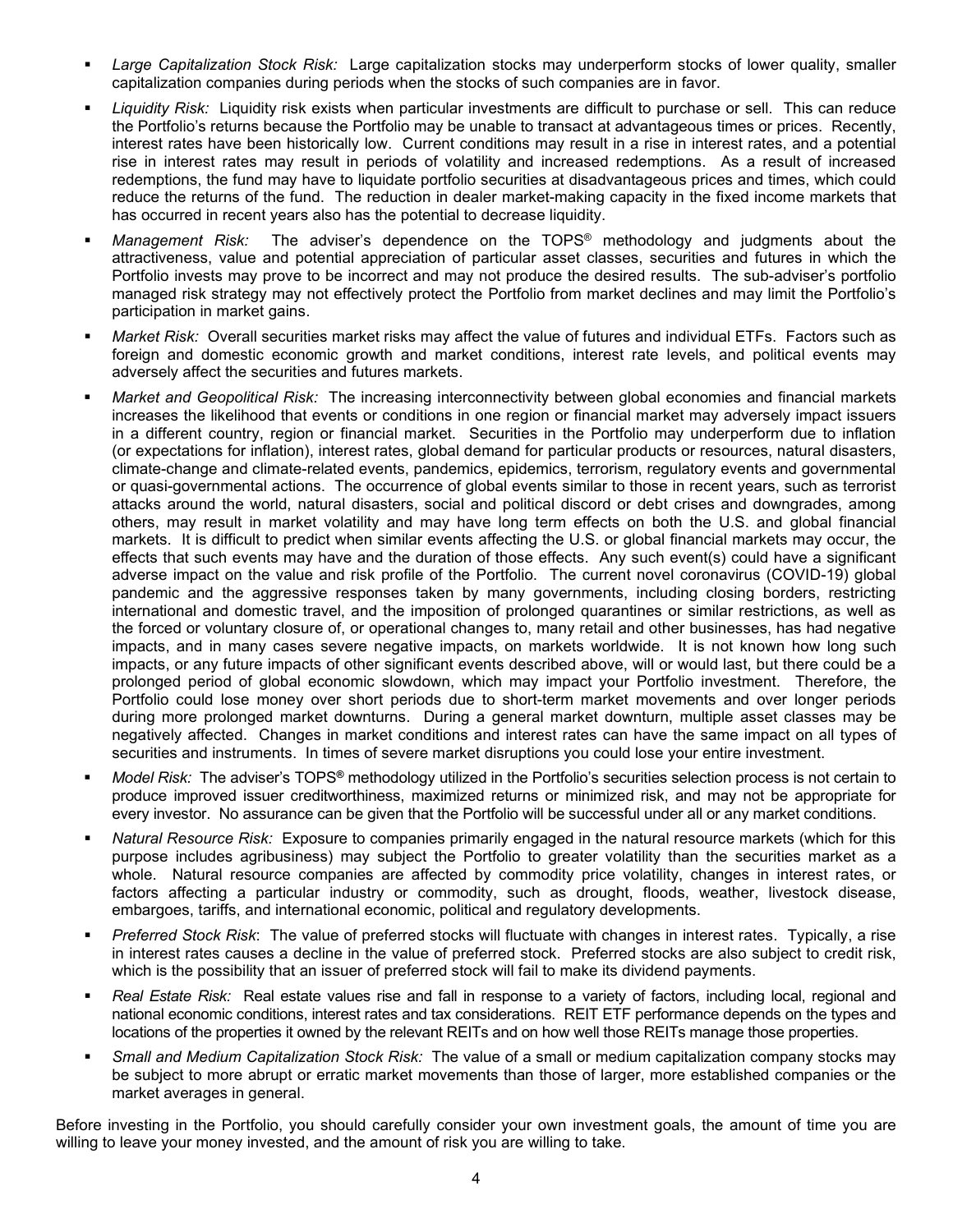- *Large Capitalization Stock Risk:* Large capitalization stocks may underperform stocks of lower quality, smaller capitalization companies during periods when the stocks of such companies are in favor.
- *Liquidity Risk:* Liquidity risk exists when particular investments are difficult to purchase or sell. This can reduce the Portfolio's returns because the Portfolio may be unable to transact at advantageous times or prices. Recently, interest rates have been historically low. Current conditions may result in a rise in interest rates, and a potential rise in interest rates may result in periods of volatility and increased redemptions. As a result of increased redemptions, the fund may have to liquidate portfolio securities at disadvantageous prices and times, which could reduce the returns of the fund. The reduction in dealer market-making capacity in the fixed income markets that has occurred in recent years also has the potential to decrease liquidity.
- *Management Risk:* The adviser's dependence on the TOPS® methodology and judgments about the attractiveness, value and potential appreciation of particular asset classes, securities and futures in which the Portfolio invests may prove to be incorrect and may not produce the desired results. The sub-adviser's portfolio managed risk strategy may not effectively protect the Portfolio from market declines and may limit the Portfolio's participation in market gains.
- *Market Risk:* Overall securities market risks may affect the value of futures and individual ETFs. Factors such as foreign and domestic economic growth and market conditions, interest rate levels, and political events may adversely affect the securities and futures markets.
- *Market and Geopolitical Risk:* The increasing interconnectivity between global economies and financial markets increases the likelihood that events or conditions in one region or financial market may adversely impact issuers in a different country, region or financial market. Securities in the Portfolio may underperform due to inflation (or expectations for inflation), interest rates, global demand for particular products or resources, natural disasters, climate-change and climate-related events, pandemics, epidemics, terrorism, regulatory events and governmental or quasi-governmental actions. The occurrence of global events similar to those in recent years, such as terrorist attacks around the world, natural disasters, social and political discord or debt crises and downgrades, among others, may result in market volatility and may have long term effects on both the U.S. and global financial markets. It is difficult to predict when similar events affecting the U.S. or global financial markets may occur, the effects that such events may have and the duration of those effects. Any such event(s) could have a significant adverse impact on the value and risk profile of the Portfolio. The current novel coronavirus (COVID-19) global pandemic and the aggressive responses taken by many governments, including closing borders, restricting international and domestic travel, and the imposition of prolonged quarantines or similar restrictions, as well as the forced or voluntary closure of, or operational changes to, many retail and other businesses, has had negative impacts, and in many cases severe negative impacts, on markets worldwide. It is not known how long such impacts, or any future impacts of other significant events described above, will or would last, but there could be a prolonged period of global economic slowdown, which may impact your Portfolio investment. Therefore, the Portfolio could lose money over short periods due to short-term market movements and over longer periods during more prolonged market downturns. During a general market downturn, multiple asset classes may be negatively affected. Changes in market conditions and interest rates can have the same impact on all types of securities and instruments. In times of severe market disruptions you could lose your entire investment.
- *Model Risk:* The adviser's TOPS® methodology utilized in the Portfolio's securities selection process is not certain to produce improved issuer creditworthiness, maximized returns or minimized risk, and may not be appropriate for every investor. No assurance can be given that the Portfolio will be successful under all or any market conditions.
- *Natural Resource Risk:* Exposure to companies primarily engaged in the natural resource markets (which for this purpose includes agribusiness) may subject the Portfolio to greater volatility than the securities market as a whole. Natural resource companies are affected by commodity price volatility, changes in interest rates, or factors affecting a particular industry or commodity, such as drought, floods, weather, livestock disease, embargoes, tariffs, and international economic, political and regulatory developments.
- *Preferred Stock Risk*: The value of preferred stocks will fluctuate with changes in interest rates. Typically, a rise in interest rates causes a decline in the value of preferred stock. Preferred stocks are also subject to credit risk, which is the possibility that an issuer of preferred stock will fail to make its dividend payments.
- *Real Estate Risk:* Real estate values rise and fall in response to a variety of factors, including local, regional and national economic conditions, interest rates and tax considerations. REIT ETF performance depends on the types and locations of the properties it owned by the relevant REITs and on how well those REITs manage those properties.
- *Small and Medium Capitalization Stock Risk:* The value of a small or medium capitalization company stocks may be subject to more abrupt or erratic market movements than those of larger, more established companies or the market averages in general.

Before investing in the Portfolio, you should carefully consider your own investment goals, the amount of time you are willing to leave your money invested, and the amount of risk you are willing to take.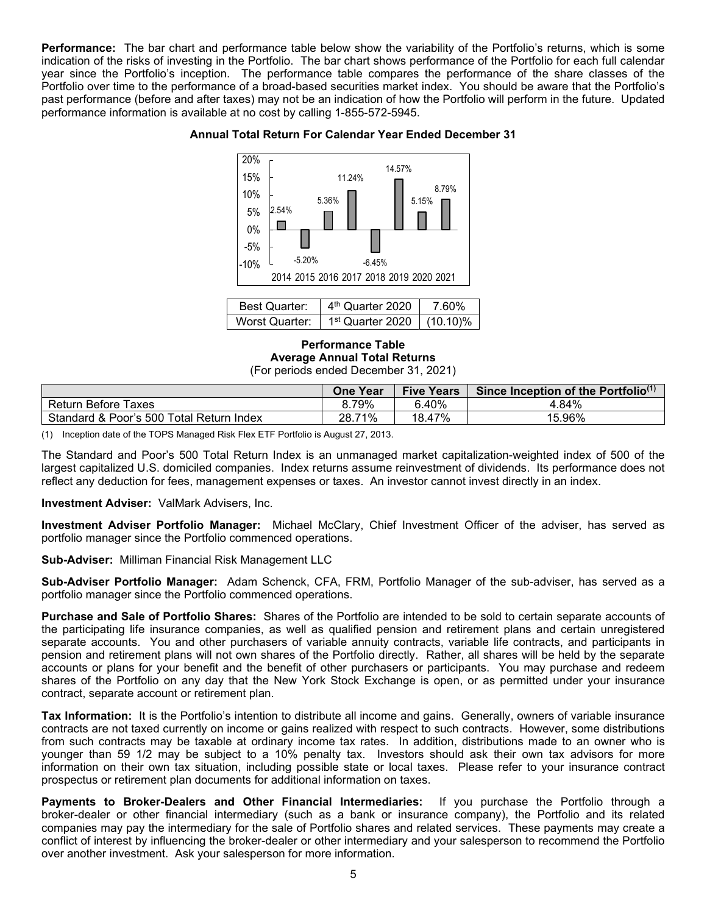**Performance:** The bar chart and performance table below show the variability of the Portfolio's returns, which is some indication of the risks of investing in the Portfolio. The bar chart shows performance of the Portfolio for each full calendar year since the Portfolio's inception. The performance table compares the performance of the share classes of the Portfolio over time to the performance of a broad-based securities market index. You should be aware that the Portfolio's past performance (before and after taxes) may not be an indication of how the Portfolio will perform in the future. Updated performance information is available at no cost by calling 1-855-572-5945.

**Annual Total Return For Calendar Year Ended December 31**

| 2014 | 2015 | 2016 | 2017 | 2018 | 2019 | 2020 | 2021 |
|---|---|---|---|---|---|---|---|
| 2.54% | -5.20% | 5.36% | 11.24% | -6.45% | 14.57% | 5.15% | 8.79% |

| Best Quarter: | 4th Quarter 2020 | 7.60% |
|---|---|---|
| Worst Quarter: | 1st Quarter 2020 | (10.10)% |

**Performance Table**
**Average Annual Total Returns**
(For periods ended December 31, 2021)

| | One Year | Five Years | Since Inception of the Portfolio(1) |
|---|---|---|---|
| Return Before Taxes | 8.79% | 6.40% | 4.84% |
| Standard & Poor's 500 Total Return Index | 28.71% | 18.47% | 15.96% |

(1) Inception date of the TOPS Managed Risk Flex ETF Portfolio is August 27, 2013.

The Standard and Poor's 500 Total Return Index is an unmanaged market capitalization-weighted index of 500 of the largest capitalized U.S. domiciled companies. Index returns assume reinvestment of dividends. Its performance does not reflect any deduction for fees, management expenses or taxes. An investor cannot invest directly in an index.

**Investment Adviser:** ValMark Advisers, Inc.

**Investment Adviser Portfolio Manager:** Michael McClary, Chief Investment Officer of the adviser, has served as portfolio manager since the Portfolio commenced operations.

**Sub-Adviser:** Milliman Financial Risk Management LLC

**Sub-Adviser Portfolio Manager:** Adam Schenck, CFA, FRM, Portfolio Manager of the sub-adviser, has served as a portfolio manager since the Portfolio commenced operations.

**Purchase and Sale of Portfolio Shares:** Shares of the Portfolio are intended to be sold to certain separate accounts of the participating life insurance companies, as well as qualified pension and retirement plans and certain unregistered separate accounts. You and other purchasers of variable annuity contracts, variable life contracts, and participants in pension and retirement plans will not own shares of the Portfolio directly. Rather, all shares will be held by the separate accounts or plans for your benefit and the benefit of other purchasers or participants. You may purchase and redeem shares of the Portfolio on any day that the New York Stock Exchange is open, or as permitted under your insurance contract, separate account or retirement plan.

**Tax Information:** It is the Portfolio's intention to distribute all income and gains. Generally, owners of variable insurance contracts are not taxed currently on income or gains realized with respect to such contracts. However, some distributions from such contracts may be taxable at ordinary income tax rates. In addition, distributions made to an owner who is younger than 59 1/2 may be subject to a 10% penalty tax. Investors should ask their own tax advisors for more information on their own tax situation, including possible state or local taxes. Please refer to your insurance contract prospectus or retirement plan documents for additional information on taxes.

**Payments to Broker-Dealers and Other Financial Intermediaries:** If you purchase the Portfolio through a broker-dealer or other financial intermediary (such as a bank or insurance company), the Portfolio and its related companies may pay the intermediary for the sale of Portfolio shares and related services. These payments may create a conflict of interest by influencing the broker-dealer or other intermediary and your salesperson to recommend the Portfolio over another investment. Ask your salesperson for more information.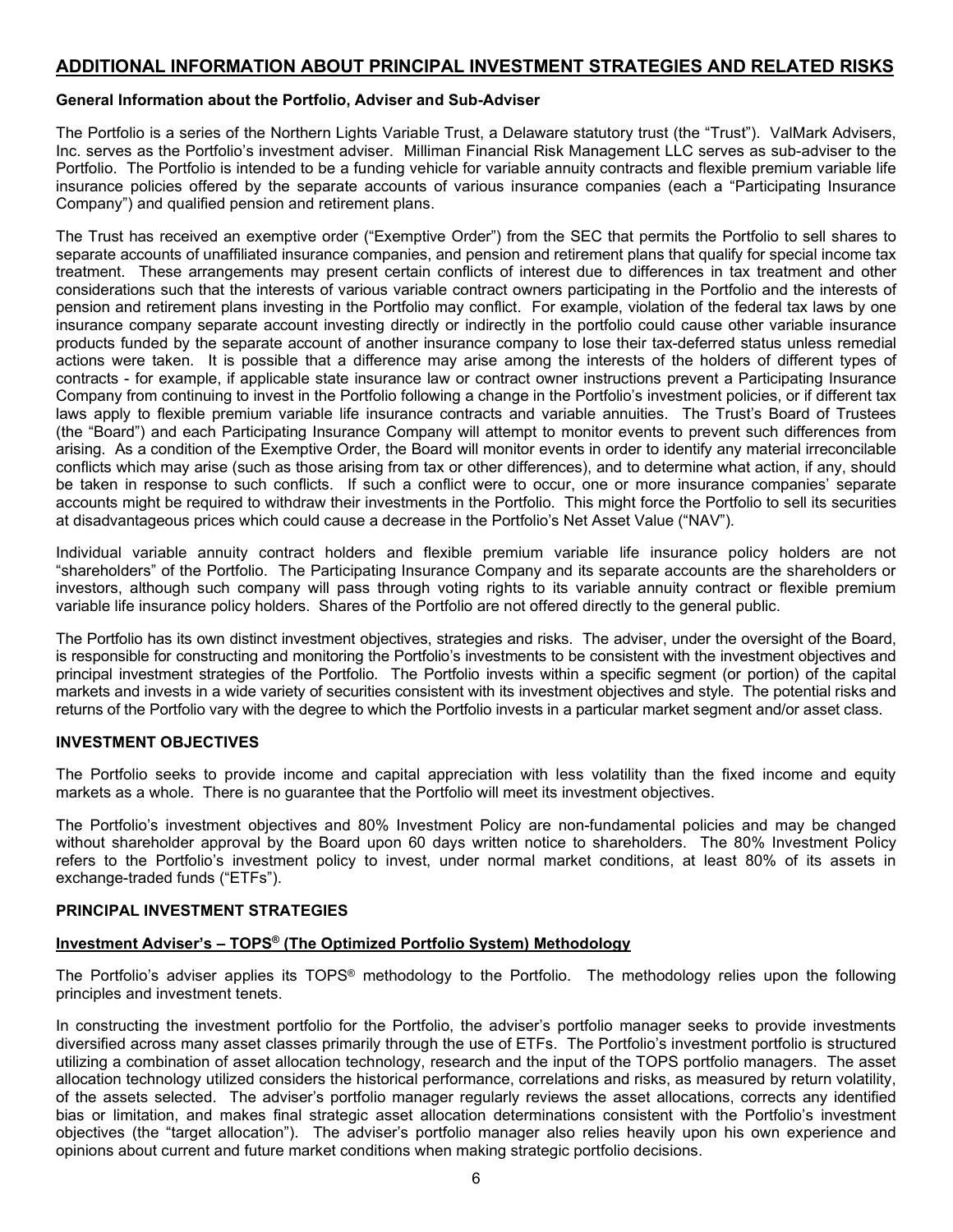## ADDITIONAL INFORMATION ABOUT PRINCIPAL INVESTMENT STRATEGIES AND RELATED RISKS

### General Information about the Portfolio, Adviser and Sub-Adviser

The Portfolio is a series of the Northern Lights Variable Trust, a Delaware statutory trust (the "Trust"). ValMark Advisers, Inc. serves as the Portfolio's investment adviser. Milliman Financial Risk Management LLC serves as sub-adviser to the Portfolio. The Portfolio is intended to be a funding vehicle for variable annuity contracts and flexible premium variable life insurance policies offered by the separate accounts of various insurance companies (each a "Participating Insurance Company") and qualified pension and retirement plans.

The Trust has received an exemptive order ("Exemptive Order") from the SEC that permits the Portfolio to sell shares to separate accounts of unaffiliated insurance companies, and pension and retirement plans that qualify for special income tax treatment. These arrangements may present certain conflicts of interest due to differences in tax treatment and other considerations such that the interests of various variable contract owners participating in the Portfolio and the interests of pension and retirement plans investing in the Portfolio may conflict. For example, violation of the federal tax laws by one insurance company separate account investing directly or indirectly in the portfolio could cause other variable insurance products funded by the separate account of another insurance company to lose their tax-deferred status unless remedial actions were taken. It is possible that a difference may arise among the interests of the holders of different types of contracts - for example, if applicable state insurance law or contract owner instructions prevent a Participating Insurance Company from continuing to invest in the Portfolio following a change in the Portfolio's investment policies, or if different tax laws apply to flexible premium variable life insurance contracts and variable annuities. The Trust's Board of Trustees (the "Board") and each Participating Insurance Company will attempt to monitor events to prevent such differences from arising. As a condition of the Exemptive Order, the Board will monitor events in order to identify any material irreconcilable conflicts which may arise (such as those arising from tax or other differences), and to determine what action, if any, should be taken in response to such conflicts. If such a conflict were to occur, one or more insurance companies' separate accounts might be required to withdraw their investments in the Portfolio. This might force the Portfolio to sell its securities at disadvantageous prices which could cause a decrease in the Portfolio's Net Asset Value ("NAV").

Individual variable annuity contract holders and flexible premium variable life insurance policy holders are not "shareholders" of the Portfolio. The Participating Insurance Company and its separate accounts are the shareholders or investors, although such company will pass through voting rights to its variable annuity contract or flexible premium variable life insurance policy holders. Shares of the Portfolio are not offered directly to the general public.

The Portfolio has its own distinct investment objectives, strategies and risks. The adviser, under the oversight of the Board, is responsible for constructing and monitoring the Portfolio's investments to be consistent with the investment objectives and principal investment strategies of the Portfolio. The Portfolio invests within a specific segment (or portion) of the capital markets and invests in a wide variety of securities consistent with its investment objectives and style. The potential risks and returns of the Portfolio vary with the degree to which the Portfolio invests in a particular market segment and/or asset class.

### INVESTMENT OBJECTIVES

The Portfolio seeks to provide income and capital appreciation with less volatility than the fixed income and equity markets as a whole. There is no guarantee that the Portfolio will meet its investment objectives.

The Portfolio's investment objectives and 80% Investment Policy are non-fundamental policies and may be changed without shareholder approval by the Board upon 60 days written notice to shareholders. The 80% Investment Policy refers to the Portfolio's investment policy to invest, under normal market conditions, at least 80% of its assets in exchange-traded funds ("ETFs").

### PRINCIPAL INVESTMENT STRATEGIES

#### Investment Adviser's – TOPS® (The Optimized Portfolio System) Methodology

The Portfolio's adviser applies its TOPS® methodology to the Portfolio. The methodology relies upon the following principles and investment tenets.

In constructing the investment portfolio for the Portfolio, the adviser's portfolio manager seeks to provide investments diversified across many asset classes primarily through the use of ETFs. The Portfolio's investment portfolio is structured utilizing a combination of asset allocation technology, research and the input of the TOPS portfolio managers. The asset allocation technology utilized considers the historical performance, correlations and risks, as measured by return volatility, of the assets selected. The adviser's portfolio manager regularly reviews the asset allocations, corrects any identified bias or limitation, and makes final strategic asset allocation determinations consistent with the Portfolio's investment objectives (the "target allocation"). The adviser's portfolio manager also relies heavily upon his own experience and opinions about current and future market conditions when making strategic portfolio decisions.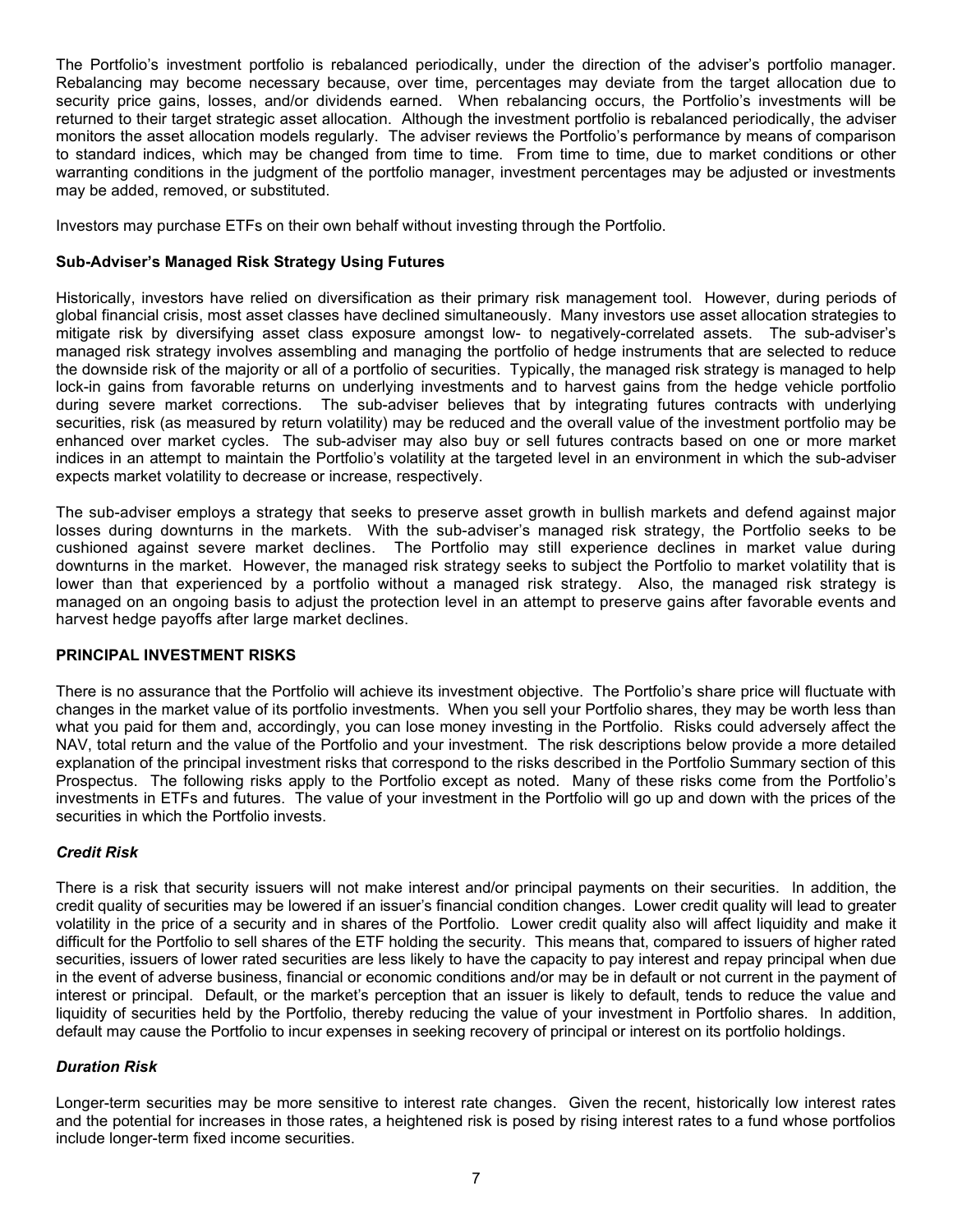The Portfolio's investment portfolio is rebalanced periodically, under the direction of the adviser's portfolio manager. Rebalancing may become necessary because, over time, percentages may deviate from the target allocation due to security price gains, losses, and/or dividends earned. When rebalancing occurs, the Portfolio's investments will be returned to their target strategic asset allocation. Although the investment portfolio is rebalanced periodically, the adviser monitors the asset allocation models regularly. The adviser reviews the Portfolio's performance by means of comparison to standard indices, which may be changed from time to time. From time to time, due to market conditions or other warranting conditions in the judgment of the portfolio manager, investment percentages may be adjusted or investments may be added, removed, or substituted.

Investors may purchase ETFs on their own behalf without investing through the Portfolio.

**Sub-Adviser's Managed Risk Strategy Using Futures**

Historically, investors have relied on diversification as their primary risk management tool. However, during periods of global financial crisis, most asset classes have declined simultaneously. Many investors use asset allocation strategies to mitigate risk by diversifying asset class exposure amongst low- to negatively-correlated assets. The sub-adviser's managed risk strategy involves assembling and managing the portfolio of hedge instruments that are selected to reduce the downside risk of the majority or all of a portfolio of securities. Typically, the managed risk strategy is managed to help lock-in gains from favorable returns on underlying investments and to harvest gains from the hedge vehicle portfolio during severe market corrections. The sub-adviser believes that by integrating futures contracts with underlying securities, risk (as measured by return volatility) may be reduced and the overall value of the investment portfolio may be enhanced over market cycles. The sub-adviser may also buy or sell futures contracts based on one or more market indices in an attempt to maintain the Portfolio's volatility at the targeted level in an environment in which the sub-adviser expects market volatility to decrease or increase, respectively.

The sub-adviser employs a strategy that seeks to preserve asset growth in bullish markets and defend against major losses during downturns in the markets. With the sub-adviser's managed risk strategy, the Portfolio seeks to be cushioned against severe market declines. The Portfolio may still experience declines in market value during downturns in the market. However, the managed risk strategy seeks to subject the Portfolio to market volatility that is lower than that experienced by a portfolio without a managed risk strategy. Also, the managed risk strategy is managed on an ongoing basis to adjust the protection level in an attempt to preserve gains after favorable events and harvest hedge payoffs after large market declines.

## PRINCIPAL INVESTMENT RISKS

There is no assurance that the Portfolio will achieve its investment objective. The Portfolio's share price will fluctuate with changes in the market value of its portfolio investments. When you sell your Portfolio shares, they may be worth less than what you paid for them and, accordingly, you can lose money investing in the Portfolio. Risks could adversely affect the NAV, total return and the value of the Portfolio and your investment. The risk descriptions below provide a more detailed explanation of the principal investment risks that correspond to the risks described in the Portfolio Summary section of this Prospectus. The following risks apply to the Portfolio except as noted. Many of these risks come from the Portfolio's investments in ETFs and futures. The value of your investment in the Portfolio will go up and down with the prices of the securities in which the Portfolio invests.

### *Credit Risk*

There is a risk that security issuers will not make interest and/or principal payments on their securities. In addition, the credit quality of securities may be lowered if an issuer's financial condition changes. Lower credit quality will lead to greater volatility in the price of a security and in shares of the Portfolio. Lower credit quality also will affect liquidity and make it difficult for the Portfolio to sell shares of the ETF holding the security. This means that, compared to issuers of higher rated securities, issuers of lower rated securities are less likely to have the capacity to pay interest and repay principal when due in the event of adverse business, financial or economic conditions and/or may be in default or not current in the payment of interest or principal. Default, or the market's perception that an issuer is likely to default, tends to reduce the value and liquidity of securities held by the Portfolio, thereby reducing the value of your investment in Portfolio shares. In addition, default may cause the Portfolio to incur expenses in seeking recovery of principal or interest on its portfolio holdings.

### *Duration Risk*

Longer-term securities may be more sensitive to interest rate changes. Given the recent, historically low interest rates and the potential for increases in those rates, a heightened risk is posed by rising interest rates to a fund whose portfolios include longer-term fixed income securities.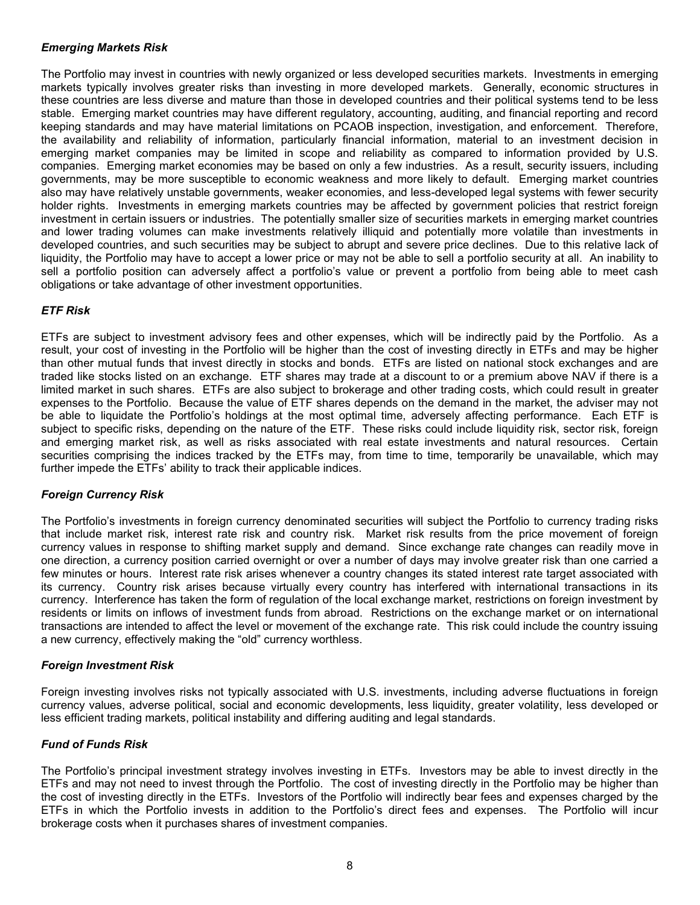### *Emerging Markets Risk*

The Portfolio may invest in countries with newly organized or less developed securities markets. Investments in emerging markets typically involves greater risks than investing in more developed markets. Generally, economic structures in these countries are less diverse and mature than those in developed countries and their political systems tend to be less stable. Emerging market countries may have different regulatory, accounting, auditing, and financial reporting and record keeping standards and may have material limitations on PCAOB inspection, investigation, and enforcement. Therefore, the availability and reliability of information, particularly financial information, material to an investment decision in emerging market companies may be limited in scope and reliability as compared to information provided by U.S. companies. Emerging market economies may be based on only a few industries. As a result, security issuers, including governments, may be more susceptible to economic weakness and more likely to default. Emerging market countries also may have relatively unstable governments, weaker economies, and less-developed legal systems with fewer security holder rights. Investments in emerging markets countries may be affected by government policies that restrict foreign investment in certain issuers or industries. The potentially smaller size of securities markets in emerging market countries and lower trading volumes can make investments relatively illiquid and potentially more volatile than investments in developed countries, and such securities may be subject to abrupt and severe price declines. Due to this relative lack of liquidity, the Portfolio may have to accept a lower price or may not be able to sell a portfolio security at all. An inability to sell a portfolio position can adversely affect a portfolio's value or prevent a portfolio from being able to meet cash obligations or take advantage of other investment opportunities.

### *ETF Risk*

ETFs are subject to investment advisory fees and other expenses, which will be indirectly paid by the Portfolio. As a result, your cost of investing in the Portfolio will be higher than the cost of investing directly in ETFs and may be higher than other mutual funds that invest directly in stocks and bonds. ETFs are listed on national stock exchanges and are traded like stocks listed on an exchange. ETF shares may trade at a discount to or a premium above NAV if there is a limited market in such shares. ETFs are also subject to brokerage and other trading costs, which could result in greater expenses to the Portfolio. Because the value of ETF shares depends on the demand in the market, the adviser may not be able to liquidate the Portfolio's holdings at the most optimal time, adversely affecting performance. Each ETF is subject to specific risks, depending on the nature of the ETF. These risks could include liquidity risk, sector risk, foreign and emerging market risk, as well as risks associated with real estate investments and natural resources. Certain securities comprising the indices tracked by the ETFs may, from time to time, temporarily be unavailable, which may further impede the ETFs' ability to track their applicable indices.

### *Foreign Currency Risk*

The Portfolio's investments in foreign currency denominated securities will subject the Portfolio to currency trading risks that include market risk, interest rate risk and country risk. Market risk results from the price movement of foreign currency values in response to shifting market supply and demand. Since exchange rate changes can readily move in one direction, a currency position carried overnight or over a number of days may involve greater risk than one carried a few minutes or hours. Interest rate risk arises whenever a country changes its stated interest rate target associated with its currency. Country risk arises because virtually every country has interfered with international transactions in its currency. Interference has taken the form of regulation of the local exchange market, restrictions on foreign investment by residents or limits on inflows of investment funds from abroad. Restrictions on the exchange market or on international transactions are intended to affect the level or movement of the exchange rate. This risk could include the country issuing a new currency, effectively making the "old" currency worthless.

### *Foreign Investment Risk*

Foreign investing involves risks not typically associated with U.S. investments, including adverse fluctuations in foreign currency values, adverse political, social and economic developments, less liquidity, greater volatility, less developed or less efficient trading markets, political instability and differing auditing and legal standards.

### *Fund of Funds Risk*

The Portfolio's principal investment strategy involves investing in ETFs. Investors may be able to invest directly in the ETFs and may not need to invest through the Portfolio. The cost of investing directly in the Portfolio may be higher than the cost of investing directly in the ETFs. Investors of the Portfolio will indirectly bear fees and expenses charged by the ETFs in which the Portfolio invests in addition to the Portfolio's direct fees and expenses. The Portfolio will incur brokerage costs when it purchases shares of investment companies.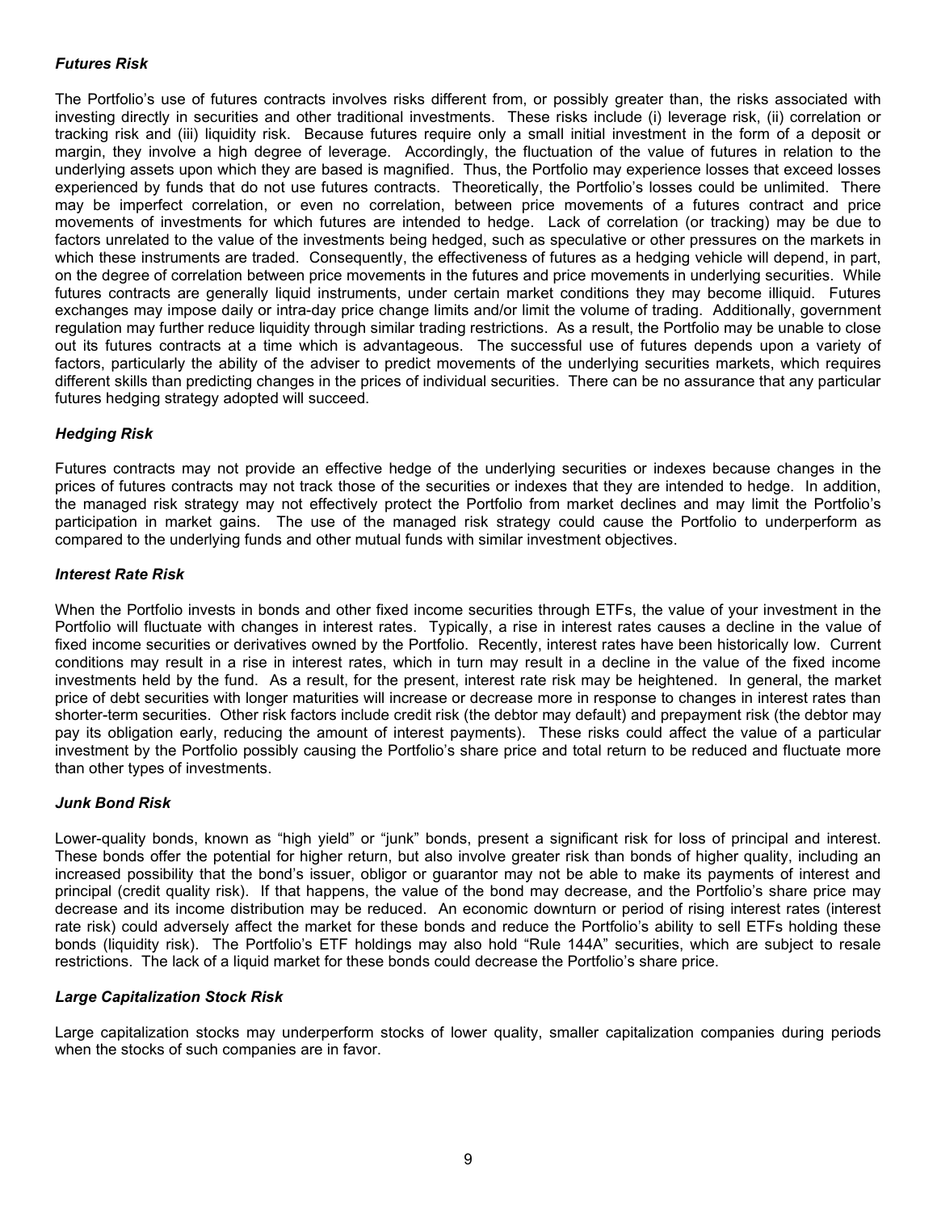***Futures Risk***

The Portfolio's use of futures contracts involves risks different from, or possibly greater than, the risks associated with investing directly in securities and other traditional investments. These risks include (i) leverage risk, (ii) correlation or tracking risk and (iii) liquidity risk. Because futures require only a small initial investment in the form of a deposit or margin, they involve a high degree of leverage. Accordingly, the fluctuation of the value of futures in relation to the underlying assets upon which they are based is magnified. Thus, the Portfolio may experience losses that exceed losses experienced by funds that do not use futures contracts. Theoretically, the Portfolio's losses could be unlimited. There may be imperfect correlation, or even no correlation, between price movements of a futures contract and price movements of investments for which futures are intended to hedge. Lack of correlation (or tracking) may be due to factors unrelated to the value of the investments being hedged, such as speculative or other pressures on the markets in which these instruments are traded. Consequently, the effectiveness of futures as a hedging vehicle will depend, in part, on the degree of correlation between price movements in the futures and price movements in underlying securities. While futures contracts are generally liquid instruments, under certain market conditions they may become illiquid. Futures exchanges may impose daily or intra-day price change limits and/or limit the volume of trading. Additionally, government regulation may further reduce liquidity through similar trading restrictions. As a result, the Portfolio may be unable to close out its futures contracts at a time which is advantageous. The successful use of futures depends upon a variety of factors, particularly the ability of the adviser to predict movements of the underlying securities markets, which requires different skills than predicting changes in the prices of individual securities. There can be no assurance that any particular futures hedging strategy adopted will succeed.

***Hedging Risk***

Futures contracts may not provide an effective hedge of the underlying securities or indexes because changes in the prices of futures contracts may not track those of the securities or indexes that they are intended to hedge. In addition, the managed risk strategy may not effectively protect the Portfolio from market declines and may limit the Portfolio's participation in market gains. The use of the managed risk strategy could cause the Portfolio to underperform as compared to the underlying funds and other mutual funds with similar investment objectives.

***Interest Rate Risk***

When the Portfolio invests in bonds and other fixed income securities through ETFs, the value of your investment in the Portfolio will fluctuate with changes in interest rates. Typically, a rise in interest rates causes a decline in the value of fixed income securities or derivatives owned by the Portfolio. Recently, interest rates have been historically low. Current conditions may result in a rise in interest rates, which in turn may result in a decline in the value of the fixed income investments held by the fund. As a result, for the present, interest rate risk may be heightened. In general, the market price of debt securities with longer maturities will increase or decrease more in response to changes in interest rates than shorter-term securities. Other risk factors include credit risk (the debtor may default) and prepayment risk (the debtor may pay its obligation early, reducing the amount of interest payments). These risks could affect the value of a particular investment by the Portfolio possibly causing the Portfolio's share price and total return to be reduced and fluctuate more than other types of investments.

***Junk Bond Risk***

Lower-quality bonds, known as "high yield" or "junk" bonds, present a significant risk for loss of principal and interest. These bonds offer the potential for higher return, but also involve greater risk than bonds of higher quality, including an increased possibility that the bond's issuer, obligor or guarantor may not be able to make its payments of interest and principal (credit quality risk). If that happens, the value of the bond may decrease, and the Portfolio's share price may decrease and its income distribution may be reduced. An economic downturn or period of rising interest rates (interest rate risk) could adversely affect the market for these bonds and reduce the Portfolio's ability to sell ETFs holding these bonds (liquidity risk). The Portfolio's ETF holdings may also hold "Rule 144A" securities, which are subject to resale restrictions. The lack of a liquid market for these bonds could decrease the Portfolio's share price.

***Large Capitalization Stock Risk***

Large capitalization stocks may underperform stocks of lower quality, smaller capitalization companies during periods when the stocks of such companies are in favor.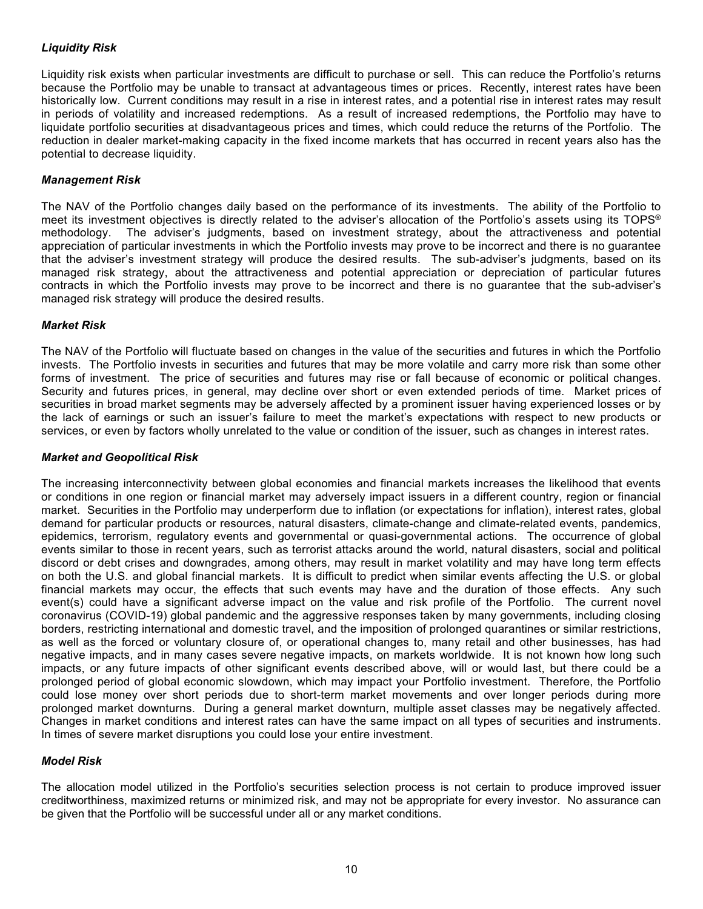#### *Liquidity Risk*

Liquidity risk exists when particular investments are difficult to purchase or sell. This can reduce the Portfolio's returns because the Portfolio may be unable to transact at advantageous times or prices. Recently, interest rates have been historically low. Current conditions may result in a rise in interest rates, and a potential rise in interest rates may result in periods of volatility and increased redemptions. As a result of increased redemptions, the Portfolio may have to liquidate portfolio securities at disadvantageous prices and times, which could reduce the returns of the Portfolio. The reduction in dealer market-making capacity in the fixed income markets that has occurred in recent years also has the potential to decrease liquidity.

#### *Management Risk*

The NAV of the Portfolio changes daily based on the performance of its investments. The ability of the Portfolio to meet its investment objectives is directly related to the adviser's allocation of the Portfolio's assets using its TOPS® methodology. The adviser's judgments, based on investment strategy, about the attractiveness and potential appreciation of particular investments in which the Portfolio invests may prove to be incorrect and there is no guarantee that the adviser's investment strategy will produce the desired results. The sub-adviser's judgments, based on its managed risk strategy, about the attractiveness and potential appreciation or depreciation of particular futures contracts in which the Portfolio invests may prove to be incorrect and there is no guarantee that the sub-adviser's managed risk strategy will produce the desired results.

#### *Market Risk*

The NAV of the Portfolio will fluctuate based on changes in the value of the securities and futures in which the Portfolio invests. The Portfolio invests in securities and futures that may be more volatile and carry more risk than some other forms of investment. The price of securities and futures may rise or fall because of economic or political changes. Security and futures prices, in general, may decline over short or even extended periods of time. Market prices of securities in broad market segments may be adversely affected by a prominent issuer having experienced losses or by the lack of earnings or such an issuer's failure to meet the market's expectations with respect to new products or services, or even by factors wholly unrelated to the value or condition of the issuer, such as changes in interest rates.

#### *Market and Geopolitical Risk*

The increasing interconnectivity between global economies and financial markets increases the likelihood that events or conditions in one region or financial market may adversely impact issuers in a different country, region or financial market. Securities in the Portfolio may underperform due to inflation (or expectations for inflation), interest rates, global demand for particular products or resources, natural disasters, climate-change and climate-related events, pandemics, epidemics, terrorism, regulatory events and governmental or quasi-governmental actions. The occurrence of global events similar to those in recent years, such as terrorist attacks around the world, natural disasters, social and political discord or debt crises and downgrades, among others, may result in market volatility and may have long term effects on both the U.S. and global financial markets. It is difficult to predict when similar events affecting the U.S. or global financial markets may occur, the effects that such events may have and the duration of those effects. Any such event(s) could have a significant adverse impact on the value and risk profile of the Portfolio. The current novel coronavirus (COVID-19) global pandemic and the aggressive responses taken by many governments, including closing borders, restricting international and domestic travel, and the imposition of prolonged quarantines or similar restrictions, as well as the forced or voluntary closure of, or operational changes to, many retail and other businesses, has had negative impacts, and in many cases severe negative impacts, on markets worldwide. It is not known how long such impacts, or any future impacts of other significant events described above, will or would last, but there could be a prolonged period of global economic slowdown, which may impact your Portfolio investment. Therefore, the Portfolio could lose money over short periods due to short-term market movements and over longer periods during more prolonged market downturns. During a general market downturn, multiple asset classes may be negatively affected. Changes in market conditions and interest rates can have the same impact on all types of securities and instruments. In times of severe market disruptions you could lose your entire investment.

#### *Model Risk*

The allocation model utilized in the Portfolio's securities selection process is not certain to produce improved issuer creditworthiness, maximized returns or minimized risk, and may not be appropriate for every investor. No assurance can be given that the Portfolio will be successful under all or any market conditions.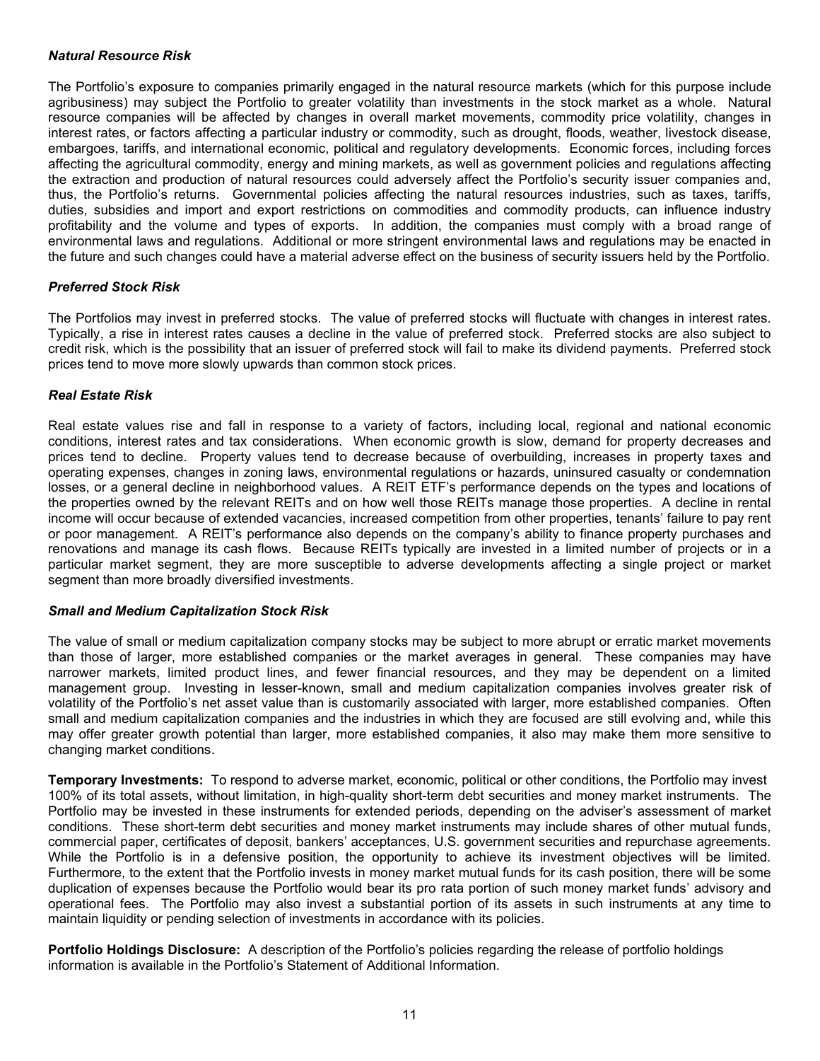### *Natural Resource Risk*

The Portfolio's exposure to companies primarily engaged in the natural resource markets (which for this purpose include agribusiness) may subject the Portfolio to greater volatility than investments in the stock market as a whole. Natural resource companies will be affected by changes in overall market movements, commodity price volatility, changes in interest rates, or factors affecting a particular industry or commodity, such as drought, floods, weather, livestock disease, embargoes, tariffs, and international economic, political and regulatory developments. Economic forces, including forces affecting the agricultural commodity, energy and mining markets, as well as government policies and regulations affecting the extraction and production of natural resources could adversely affect the Portfolio's security issuer companies and, thus, the Portfolio's returns. Governmental policies affecting the natural resources industries, such as taxes, tariffs, duties, subsidies and import and export restrictions on commodities and commodity products, can influence industry profitability and the volume and types of exports. In addition, the companies must comply with a broad range of environmental laws and regulations. Additional or more stringent environmental laws and regulations may be enacted in the future and such changes could have a material adverse effect on the business of security issuers held by the Portfolio.

### *Preferred Stock Risk*

The Portfolios may invest in preferred stocks. The value of preferred stocks will fluctuate with changes in interest rates. Typically, a rise in interest rates causes a decline in the value of preferred stock. Preferred stocks are also subject to credit risk, which is the possibility that an issuer of preferred stock will fail to make its dividend payments. Preferred stock prices tend to move more slowly upwards than common stock prices.

### *Real Estate Risk*

Real estate values rise and fall in response to a variety of factors, including local, regional and national economic conditions, interest rates and tax considerations. When economic growth is slow, demand for property decreases and prices tend to decline. Property values tend to decrease because of overbuilding, increases in property taxes and operating expenses, changes in zoning laws, environmental regulations or hazards, uninsured casualty or condemnation losses, or a general decline in neighborhood values. A REIT ETF's performance depends on the types and locations of the properties owned by the relevant REITs and on how well those REITs manage those properties. A decline in rental income will occur because of extended vacancies, increased competition from other properties, tenants' failure to pay rent or poor management. A REIT's performance also depends on the company's ability to finance property purchases and renovations and manage its cash flows. Because REITs typically are invested in a limited number of projects or in a particular market segment, they are more susceptible to adverse developments affecting a single project or market segment than more broadly diversified investments.

### *Small and Medium Capitalization Stock Risk*

The value of small or medium capitalization company stocks may be subject to more abrupt or erratic market movements than those of larger, more established companies or the market averages in general. These companies may have narrower markets, limited product lines, and fewer financial resources, and they may be dependent on a limited management group. Investing in lesser-known, small and medium capitalization companies involves greater risk of volatility of the Portfolio's net asset value than is customarily associated with larger, more established companies. Often small and medium capitalization companies and the industries in which they are focused are still evolving and, while this may offer greater growth potential than larger, more established companies, it also may make them more sensitive to changing market conditions.

**Temporary Investments:** To respond to adverse market, economic, political or other conditions, the Portfolio may invest 100% of its total assets, without limitation, in high-quality short-term debt securities and money market instruments. The Portfolio may be invested in these instruments for extended periods, depending on the adviser's assessment of market conditions. These short-term debt securities and money market instruments may include shares of other mutual funds, commercial paper, certificates of deposit, bankers' acceptances, U.S. government securities and repurchase agreements. While the Portfolio is in a defensive position, the opportunity to achieve its investment objectives will be limited. Furthermore, to the extent that the Portfolio invests in money market mutual funds for its cash position, there will be some duplication of expenses because the Portfolio would bear its pro rata portion of such money market funds' advisory and operational fees. The Portfolio may also invest a substantial portion of its assets in such instruments at any time to maintain liquidity or pending selection of investments in accordance with its policies.

**Portfolio Holdings Disclosure:** A description of the Portfolio's policies regarding the release of portfolio holdings information is available in the Portfolio's Statement of Additional Information.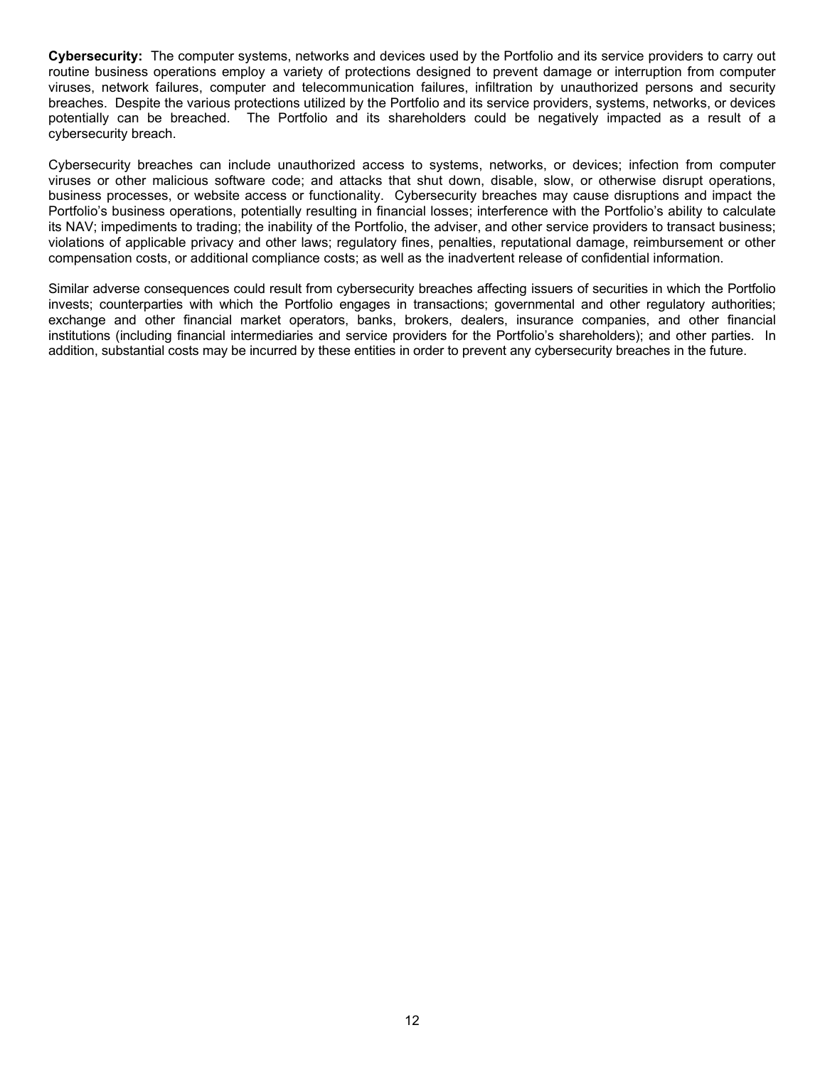**Cybersecurity:** The computer systems, networks and devices used by the Portfolio and its service providers to carry out routine business operations employ a variety of protections designed to prevent damage or interruption from computer viruses, network failures, computer and telecommunication failures, infiltration by unauthorized persons and security breaches. Despite the various protections utilized by the Portfolio and its service providers, systems, networks, or devices potentially can be breached. The Portfolio and its shareholders could be negatively impacted as a result of a cybersecurity breach.

Cybersecurity breaches can include unauthorized access to systems, networks, or devices; infection from computer viruses or other malicious software code; and attacks that shut down, disable, slow, or otherwise disrupt operations, business processes, or website access or functionality. Cybersecurity breaches may cause disruptions and impact the Portfolio's business operations, potentially resulting in financial losses; interference with the Portfolio's ability to calculate its NAV; impediments to trading; the inability of the Portfolio, the adviser, and other service providers to transact business; violations of applicable privacy and other laws; regulatory fines, penalties, reputational damage, reimbursement or other compensation costs, or additional compliance costs; as well as the inadvertent release of confidential information.

Similar adverse consequences could result from cybersecurity breaches affecting issuers of securities in which the Portfolio invests; counterparties with which the Portfolio engages in transactions; governmental and other regulatory authorities; exchange and other financial market operators, banks, brokers, dealers, insurance companies, and other financial institutions (including financial intermediaries and service providers for the Portfolio's shareholders); and other parties. In addition, substantial costs may be incurred by these entities in order to prevent any cybersecurity breaches in the future.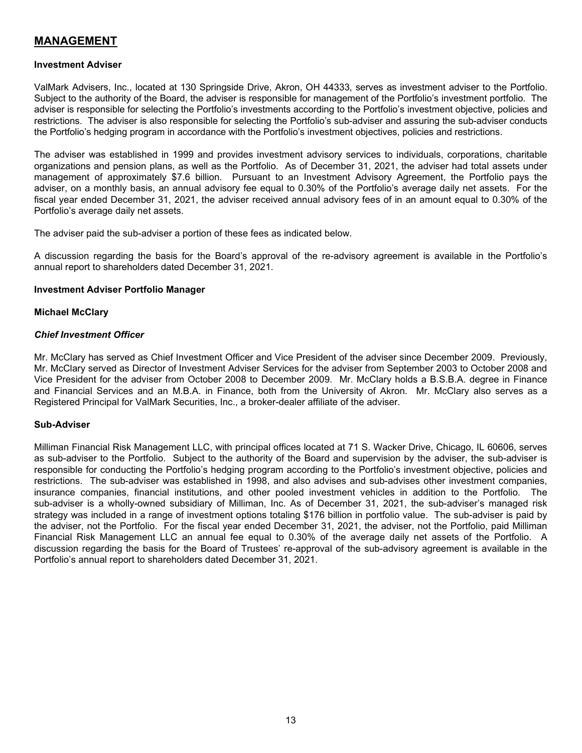## MANAGEMENT

**Investment Adviser**

ValMark Advisers, Inc., located at 130 Springside Drive, Akron, OH 44333, serves as investment adviser to the Portfolio. Subject to the authority of the Board, the adviser is responsible for management of the Portfolio's investment portfolio. The adviser is responsible for selecting the Portfolio's investments according to the Portfolio's investment objective, policies and restrictions. The adviser is also responsible for selecting the Portfolio's sub-adviser and assuring the sub-adviser conducts the Portfolio's hedging program in accordance with the Portfolio's investment objectives, policies and restrictions.

The adviser was established in 1999 and provides investment advisory services to individuals, corporations, charitable organizations and pension plans, as well as the Portfolio. As of December 31, 2021, the adviser had total assets under management of approximately $7.6 billion. Pursuant to an Investment Advisory Agreement, the Portfolio pays the adviser, on a monthly basis, an annual advisory fee equal to 0.30% of the Portfolio's average daily net assets. For the fiscal year ended December 31, 2021, the adviser received annual advisory fees of in an amount equal to 0.30% of the Portfolio's average daily net assets.

The adviser paid the sub-adviser a portion of these fees as indicated below.

A discussion regarding the basis for the Board's approval of the re-advisory agreement is available in the Portfolio's annual report to shareholders dated December 31, 2021.

**Investment Adviser Portfolio Manager**

**Michael McClary**

***Chief Investment Officer***

Mr. McClary has served as Chief Investment Officer and Vice President of the adviser since December 2009. Previously, Mr. McClary served as Director of Investment Adviser Services for the adviser from September 2003 to October 2008 and Vice President for the adviser from October 2008 to December 2009. Mr. McClary holds a B.S.B.A. degree in Finance and Financial Services and an M.B.A. in Finance, both from the University of Akron. Mr. McClary also serves as a Registered Principal for ValMark Securities, Inc., a broker-dealer affiliate of the adviser.

**Sub-Adviser**

Milliman Financial Risk Management LLC, with principal offices located at 71 S. Wacker Drive, Chicago, IL 60606, serves as sub-adviser to the Portfolio. Subject to the authority of the Board and supervision by the adviser, the sub-adviser is responsible for conducting the Portfolio's hedging program according to the Portfolio's investment objective, policies and restrictions. The sub-adviser was established in 1998, and also advises and sub-advises other investment companies, insurance companies, financial institutions, and other pooled investment vehicles in addition to the Portfolio. The sub-adviser is a wholly-owned subsidiary of Milliman, Inc. As of December 31, 2021, the sub-adviser's managed risk strategy was included in a range of investment options totaling $176 billion in portfolio value. The sub-adviser is paid by the adviser, not the Portfolio. For the fiscal year ended December 31, 2021, the adviser, not the Portfolio, paid Milliman Financial Risk Management LLC an annual fee equal to 0.30% of the average daily net assets of the Portfolio. A discussion regarding the basis for the Board of Trustees' re-approval of the sub-advisory agreement is available in the Portfolio's annual report to shareholders dated December 31, 2021.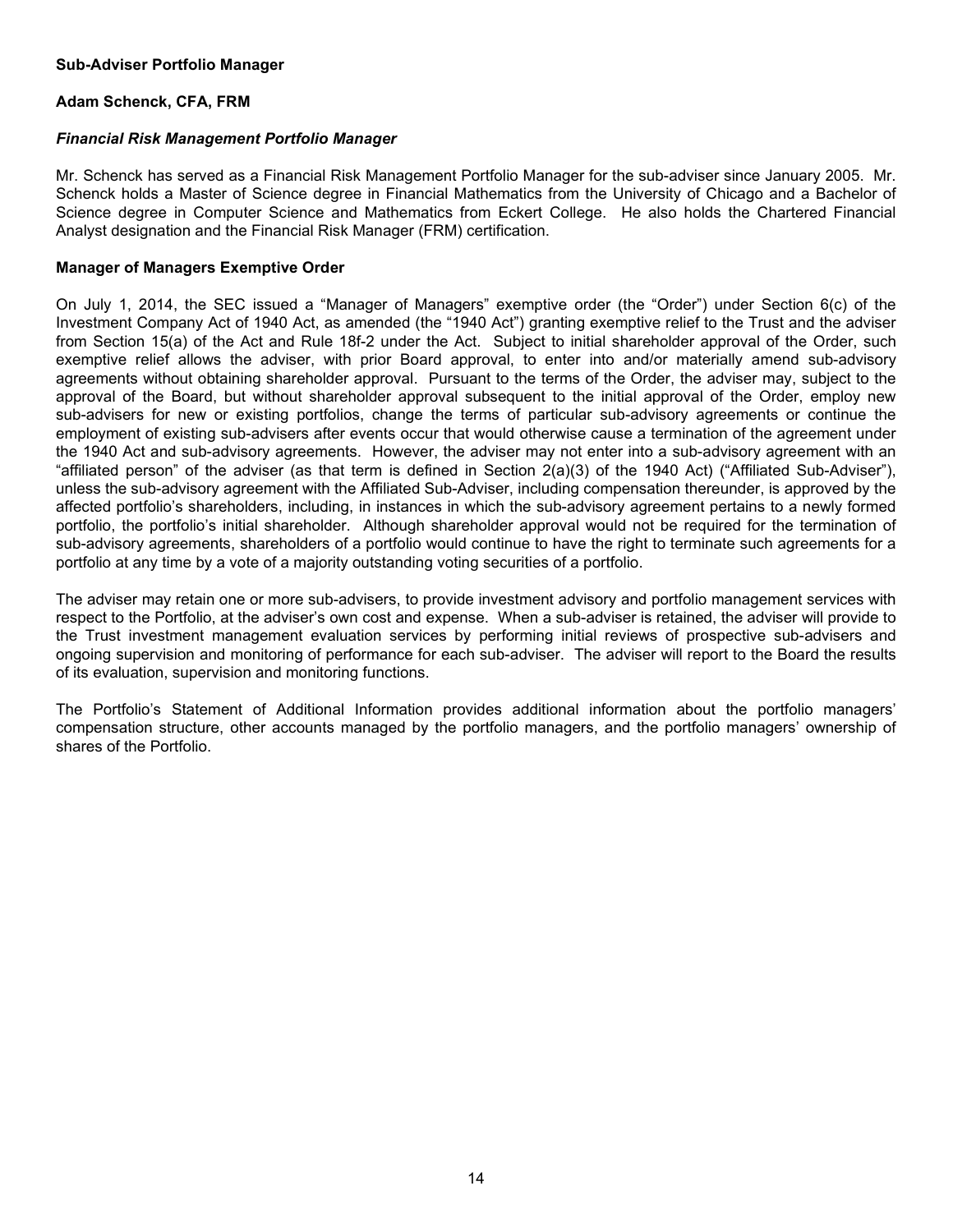**Sub-Adviser Portfolio Manager**

**Adam Schenck, CFA, FRM**

***Financial Risk Management Portfolio Manager***

Mr. Schenck has served as a Financial Risk Management Portfolio Manager for the sub-adviser since January 2005. Mr. Schenck holds a Master of Science degree in Financial Mathematics from the University of Chicago and a Bachelor of Science degree in Computer Science and Mathematics from Eckert College. He also holds the Chartered Financial Analyst designation and the Financial Risk Manager (FRM) certification.

**Manager of Managers Exemptive Order**

On July 1, 2014, the SEC issued a "Manager of Managers" exemptive order (the "Order") under Section 6(c) of the Investment Company Act of 1940 Act, as amended (the "1940 Act") granting exemptive relief to the Trust and the adviser from Section 15(a) of the Act and Rule 18f-2 under the Act. Subject to initial shareholder approval of the Order, such exemptive relief allows the adviser, with prior Board approval, to enter into and/or materially amend sub-advisory agreements without obtaining shareholder approval. Pursuant to the terms of the Order, the adviser may, subject to the approval of the Board, but without shareholder approval subsequent to the initial approval of the Order, employ new sub-advisers for new or existing portfolios, change the terms of particular sub-advisory agreements or continue the employment of existing sub-advisers after events occur that would otherwise cause a termination of the agreement under the 1940 Act and sub-advisory agreements. However, the adviser may not enter into a sub-advisory agreement with an "affiliated person" of the adviser (as that term is defined in Section 2(a)(3) of the 1940 Act) ("Affiliated Sub-Adviser"), unless the sub-advisory agreement with the Affiliated Sub-Adviser, including compensation thereunder, is approved by the affected portfolio's shareholders, including, in instances in which the sub-advisory agreement pertains to a newly formed portfolio, the portfolio's initial shareholder. Although shareholder approval would not be required for the termination of sub-advisory agreements, shareholders of a portfolio would continue to have the right to terminate such agreements for a portfolio at any time by a vote of a majority outstanding voting securities of a portfolio.

The adviser may retain one or more sub-advisers, to provide investment advisory and portfolio management services with respect to the Portfolio, at the adviser's own cost and expense. When a sub-adviser is retained, the adviser will provide to the Trust investment management evaluation services by performing initial reviews of prospective sub-advisers and ongoing supervision and monitoring of performance for each sub-adviser. The adviser will report to the Board the results of its evaluation, supervision and monitoring functions.

The Portfolio's Statement of Additional Information provides additional information about the portfolio managers' compensation structure, other accounts managed by the portfolio managers, and the portfolio managers' ownership of shares of the Portfolio.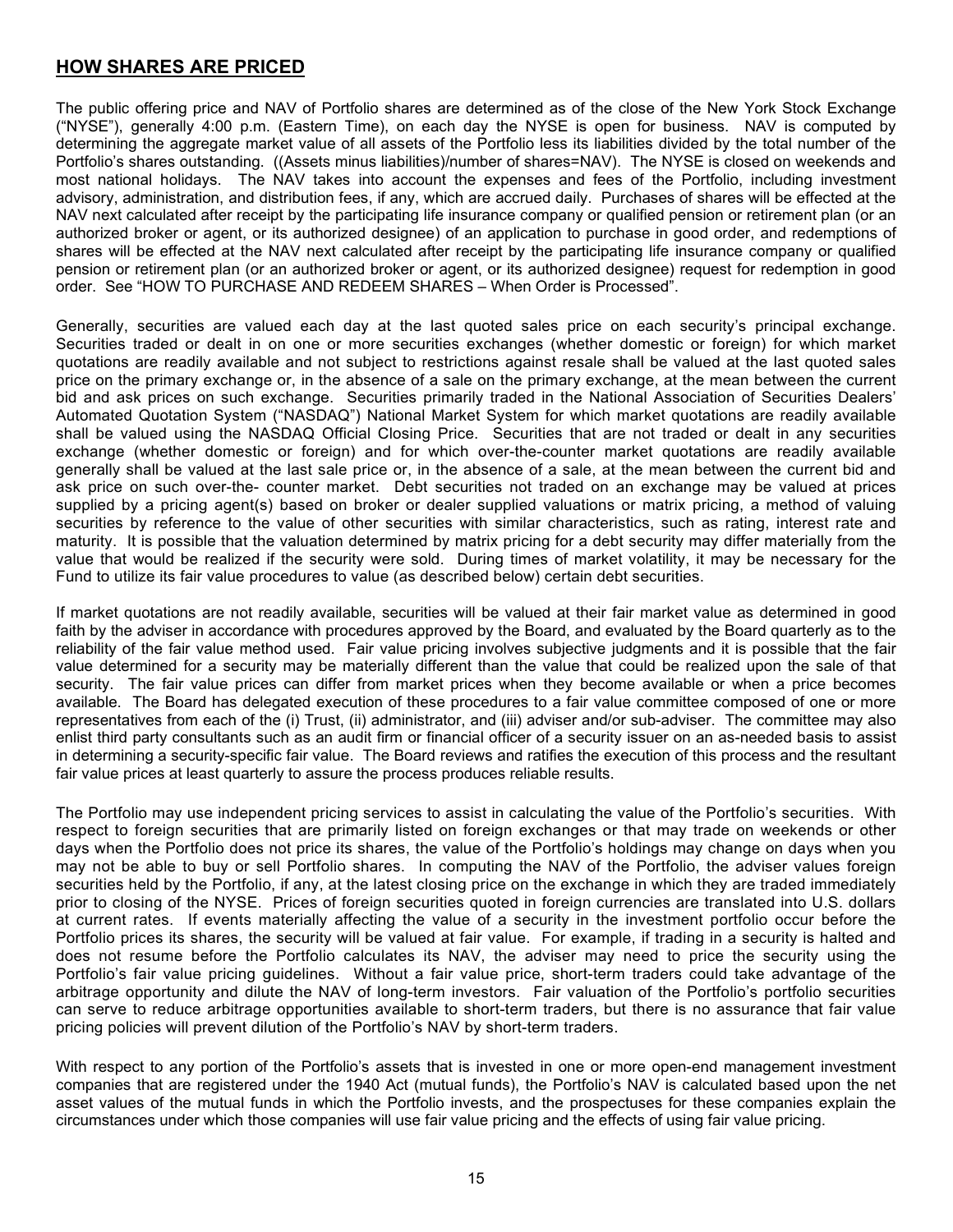## HOW SHARES ARE PRICED

The public offering price and NAV of Portfolio shares are determined as of the close of the New York Stock Exchange ("NYSE"), generally 4:00 p.m. (Eastern Time), on each day the NYSE is open for business. NAV is computed by determining the aggregate market value of all assets of the Portfolio less its liabilities divided by the total number of the Portfolio's shares outstanding. ((Assets minus liabilities)/number of shares=NAV). The NYSE is closed on weekends and most national holidays. The NAV takes into account the expenses and fees of the Portfolio, including investment advisory, administration, and distribution fees, if any, which are accrued daily. Purchases of shares will be effected at the NAV next calculated after receipt by the participating life insurance company or qualified pension or retirement plan (or an authorized broker or agent, or its authorized designee) of an application to purchase in good order, and redemptions of shares will be effected at the NAV next calculated after receipt by the participating life insurance company or qualified pension or retirement plan (or an authorized broker or agent, or its authorized designee) request for redemption in good order. See "HOW TO PURCHASE AND REDEEM SHARES – When Order is Processed".

Generally, securities are valued each day at the last quoted sales price on each security's principal exchange. Securities traded or dealt in on one or more securities exchanges (whether domestic or foreign) for which market quotations are readily available and not subject to restrictions against resale shall be valued at the last quoted sales price on the primary exchange or, in the absence of a sale on the primary exchange, at the mean between the current bid and ask prices on such exchange. Securities primarily traded in the National Association of Securities Dealers' Automated Quotation System ("NASDAQ") National Market System for which market quotations are readily available shall be valued using the NASDAQ Official Closing Price. Securities that are not traded or dealt in any securities exchange (whether domestic or foreign) and for which over-the-counter market quotations are readily available generally shall be valued at the last sale price or, in the absence of a sale, at the mean between the current bid and ask price on such over-the- counter market. Debt securities not traded on an exchange may be valued at prices supplied by a pricing agent(s) based on broker or dealer supplied valuations or matrix pricing, a method of valuing securities by reference to the value of other securities with similar characteristics, such as rating, interest rate and maturity. It is possible that the valuation determined by matrix pricing for a debt security may differ materially from the value that would be realized if the security were sold. During times of market volatility, it may be necessary for the Fund to utilize its fair value procedures to value (as described below) certain debt securities.

If market quotations are not readily available, securities will be valued at their fair market value as determined in good faith by the adviser in accordance with procedures approved by the Board, and evaluated by the Board quarterly as to the reliability of the fair value method used. Fair value pricing involves subjective judgments and it is possible that the fair value determined for a security may be materially different than the value that could be realized upon the sale of that security. The fair value prices can differ from market prices when they become available or when a price becomes available. The Board has delegated execution of these procedures to a fair value committee composed of one or more representatives from each of the (i) Trust, (ii) administrator, and (iii) adviser and/or sub-adviser. The committee may also enlist third party consultants such as an audit firm or financial officer of a security issuer on an as-needed basis to assist in determining a security-specific fair value. The Board reviews and ratifies the execution of this process and the resultant fair value prices at least quarterly to assure the process produces reliable results.

The Portfolio may use independent pricing services to assist in calculating the value of the Portfolio's securities. With respect to foreign securities that are primarily listed on foreign exchanges or that may trade on weekends or other days when the Portfolio does not price its shares, the value of the Portfolio's holdings may change on days when you may not be able to buy or sell Portfolio shares. In computing the NAV of the Portfolio, the adviser values foreign securities held by the Portfolio, if any, at the latest closing price on the exchange in which they are traded immediately prior to closing of the NYSE. Prices of foreign securities quoted in foreign currencies are translated into U.S. dollars at current rates. If events materially affecting the value of a security in the investment portfolio occur before the Portfolio prices its shares, the security will be valued at fair value. For example, if trading in a security is halted and does not resume before the Portfolio calculates its NAV, the adviser may need to price the security using the Portfolio's fair value pricing guidelines. Without a fair value price, short-term traders could take advantage of the arbitrage opportunity and dilute the NAV of long-term investors. Fair valuation of the Portfolio's portfolio securities can serve to reduce arbitrage opportunities available to short-term traders, but there is no assurance that fair value pricing policies will prevent dilution of the Portfolio's NAV by short-term traders.

With respect to any portion of the Portfolio's assets that is invested in one or more open-end management investment companies that are registered under the 1940 Act (mutual funds), the Portfolio's NAV is calculated based upon the net asset values of the mutual funds in which the Portfolio invests, and the prospectuses for these companies explain the circumstances under which those companies will use fair value pricing and the effects of using fair value pricing.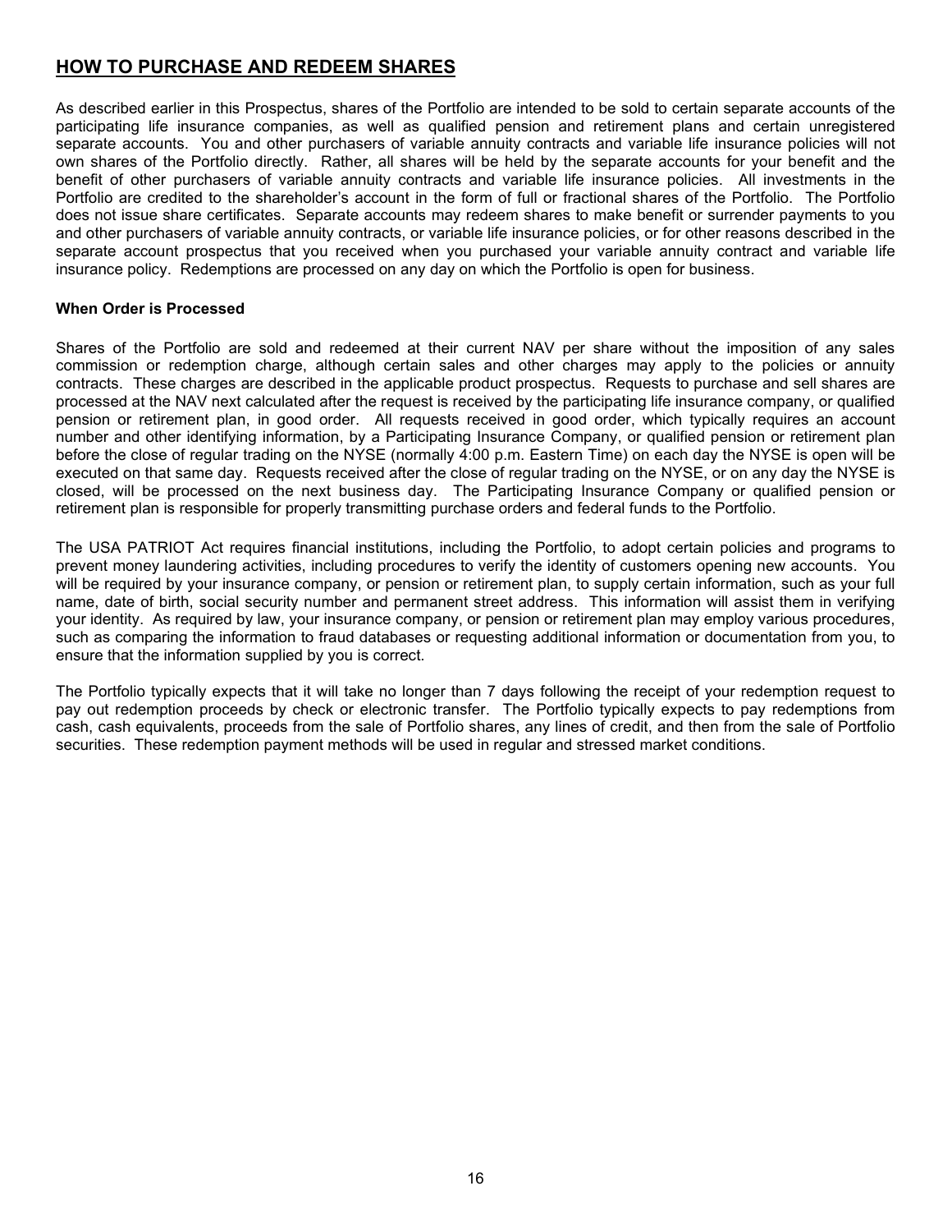## HOW TO PURCHASE AND REDEEM SHARES

As described earlier in this Prospectus, shares of the Portfolio are intended to be sold to certain separate accounts of the participating life insurance companies, as well as qualified pension and retirement plans and certain unregistered separate accounts. You and other purchasers of variable annuity contracts and variable life insurance policies will not own shares of the Portfolio directly. Rather, all shares will be held by the separate accounts for your benefit and the benefit of other purchasers of variable annuity contracts and variable life insurance policies. All investments in the Portfolio are credited to the shareholder's account in the form of full or fractional shares of the Portfolio. The Portfolio does not issue share certificates. Separate accounts may redeem shares to make benefit or surrender payments to you and other purchasers of variable annuity contracts, or variable life insurance policies, or for other reasons described in the separate account prospectus that you received when you purchased your variable annuity contract and variable life insurance policy. Redemptions are processed on any day on which the Portfolio is open for business.

### When Order is Processed

Shares of the Portfolio are sold and redeemed at their current NAV per share without the imposition of any sales commission or redemption charge, although certain sales and other charges may apply to the policies or annuity contracts. These charges are described in the applicable product prospectus. Requests to purchase and sell shares are processed at the NAV next calculated after the request is received by the participating life insurance company, or qualified pension or retirement plan, in good order. All requests received in good order, which typically requires an account number and other identifying information, by a Participating Insurance Company, or qualified pension or retirement plan before the close of regular trading on the NYSE (normally 4:00 p.m. Eastern Time) on each day the NYSE is open will be executed on that same day. Requests received after the close of regular trading on the NYSE, or on any day the NYSE is closed, will be processed on the next business day. The Participating Insurance Company or qualified pension or retirement plan is responsible for properly transmitting purchase orders and federal funds to the Portfolio.

The USA PATRIOT Act requires financial institutions, including the Portfolio, to adopt certain policies and programs to prevent money laundering activities, including procedures to verify the identity of customers opening new accounts. You will be required by your insurance company, or pension or retirement plan, to supply certain information, such as your full name, date of birth, social security number and permanent street address. This information will assist them in verifying your identity. As required by law, your insurance company, or pension or retirement plan may employ various procedures, such as comparing the information to fraud databases or requesting additional information or documentation from you, to ensure that the information supplied by you is correct.

The Portfolio typically expects that it will take no longer than 7 days following the receipt of your redemption request to pay out redemption proceeds by check or electronic transfer. The Portfolio typically expects to pay redemptions from cash, cash equivalents, proceeds from the sale of Portfolio shares, any lines of credit, and then from the sale of Portfolio securities. These redemption payment methods will be used in regular and stressed market conditions.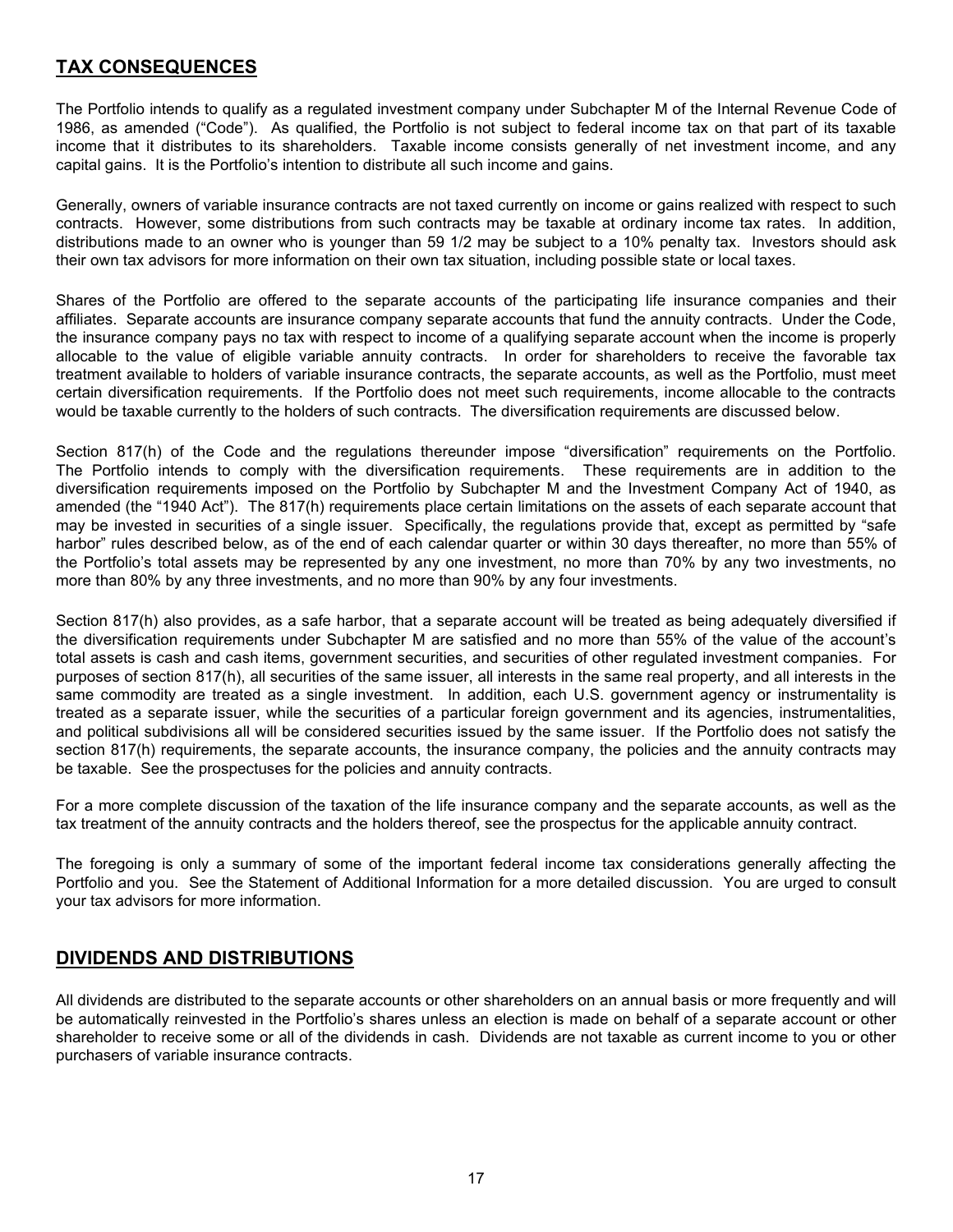## TAX CONSEQUENCES

The Portfolio intends to qualify as a regulated investment company under Subchapter M of the Internal Revenue Code of 1986, as amended ("Code"). As qualified, the Portfolio is not subject to federal income tax on that part of its taxable income that it distributes to its shareholders. Taxable income consists generally of net investment income, and any capital gains. It is the Portfolio's intention to distribute all such income and gains.

Generally, owners of variable insurance contracts are not taxed currently on income or gains realized with respect to such contracts. However, some distributions from such contracts may be taxable at ordinary income tax rates. In addition, distributions made to an owner who is younger than 59 1/2 may be subject to a 10% penalty tax. Investors should ask their own tax advisors for more information on their own tax situation, including possible state or local taxes.

Shares of the Portfolio are offered to the separate accounts of the participating life insurance companies and their affiliates. Separate accounts are insurance company separate accounts that fund the annuity contracts. Under the Code, the insurance company pays no tax with respect to income of a qualifying separate account when the income is properly allocable to the value of eligible variable annuity contracts. In order for shareholders to receive the favorable tax treatment available to holders of variable insurance contracts, the separate accounts, as well as the Portfolio, must meet certain diversification requirements. If the Portfolio does not meet such requirements, income allocable to the contracts would be taxable currently to the holders of such contracts. The diversification requirements are discussed below.

Section 817(h) of the Code and the regulations thereunder impose "diversification" requirements on the Portfolio. The Portfolio intends to comply with the diversification requirements. These requirements are in addition to the diversification requirements imposed on the Portfolio by Subchapter M and the Investment Company Act of 1940, as amended (the "1940 Act"). The 817(h) requirements place certain limitations on the assets of each separate account that may be invested in securities of a single issuer. Specifically, the regulations provide that, except as permitted by "safe harbor" rules described below, as of the end of each calendar quarter or within 30 days thereafter, no more than 55% of the Portfolio's total assets may be represented by any one investment, no more than 70% by any two investments, no more than 80% by any three investments, and no more than 90% by any four investments.

Section 817(h) also provides, as a safe harbor, that a separate account will be treated as being adequately diversified if the diversification requirements under Subchapter M are satisfied and no more than 55% of the value of the account's total assets is cash and cash items, government securities, and securities of other regulated investment companies. For purposes of section 817(h), all securities of the same issuer, all interests in the same real property, and all interests in the same commodity are treated as a single investment. In addition, each U.S. government agency or instrumentality is treated as a separate issuer, while the securities of a particular foreign government and its agencies, instrumentalities, and political subdivisions all will be considered securities issued by the same issuer. If the Portfolio does not satisfy the section 817(h) requirements, the separate accounts, the insurance company, the policies and the annuity contracts may be taxable. See the prospectuses for the policies and annuity contracts.

For a more complete discussion of the taxation of the life insurance company and the separate accounts, as well as the tax treatment of the annuity contracts and the holders thereof, see the prospectus for the applicable annuity contract.

The foregoing is only a summary of some of the important federal income tax considerations generally affecting the Portfolio and you. See the Statement of Additional Information for a more detailed discussion. You are urged to consult your tax advisors for more information.

## DIVIDENDS AND DISTRIBUTIONS

All dividends are distributed to the separate accounts or other shareholders on an annual basis or more frequently and will be automatically reinvested in the Portfolio's shares unless an election is made on behalf of a separate account or other shareholder to receive some or all of the dividends in cash. Dividends are not taxable as current income to you or other purchasers of variable insurance contracts.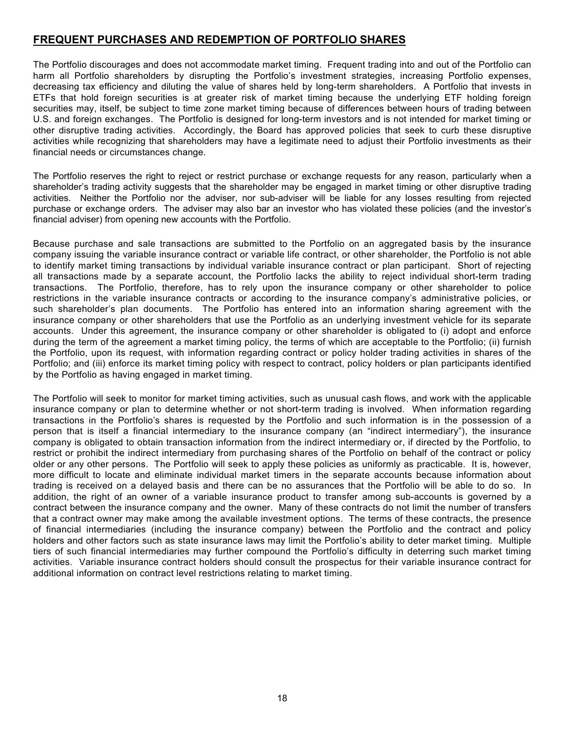## FREQUENT PURCHASES AND REDEMPTION OF PORTFOLIO SHARES

The Portfolio discourages and does not accommodate market timing. Frequent trading into and out of the Portfolio can harm all Portfolio shareholders by disrupting the Portfolio's investment strategies, increasing Portfolio expenses, decreasing tax efficiency and diluting the value of shares held by long-term shareholders. A Portfolio that invests in ETFs that hold foreign securities is at greater risk of market timing because the underlying ETF holding foreign securities may, itself, be subject to time zone market timing because of differences between hours of trading between U.S. and foreign exchanges. The Portfolio is designed for long-term investors and is not intended for market timing or other disruptive trading activities. Accordingly, the Board has approved policies that seek to curb these disruptive activities while recognizing that shareholders may have a legitimate need to adjust their Portfolio investments as their financial needs or circumstances change.

The Portfolio reserves the right to reject or restrict purchase or exchange requests for any reason, particularly when a shareholder's trading activity suggests that the shareholder may be engaged in market timing or other disruptive trading activities. Neither the Portfolio nor the adviser, nor sub-adviser will be liable for any losses resulting from rejected purchase or exchange orders. The adviser may also bar an investor who has violated these policies (and the investor's financial adviser) from opening new accounts with the Portfolio.

Because purchase and sale transactions are submitted to the Portfolio on an aggregated basis by the insurance company issuing the variable insurance contract or variable life contract, or other shareholder, the Portfolio is not able to identify market timing transactions by individual variable insurance contract or plan participant. Short of rejecting all transactions made by a separate account, the Portfolio lacks the ability to reject individual short-term trading transactions. The Portfolio, therefore, has to rely upon the insurance company or other shareholder to police restrictions in the variable insurance contracts or according to the insurance company's administrative policies, or such shareholder's plan documents. The Portfolio has entered into an information sharing agreement with the insurance company or other shareholders that use the Portfolio as an underlying investment vehicle for its separate accounts. Under this agreement, the insurance company or other shareholder is obligated to (i) adopt and enforce during the term of the agreement a market timing policy, the terms of which are acceptable to the Portfolio; (ii) furnish the Portfolio, upon its request, with information regarding contract or policy holder trading activities in shares of the Portfolio; and (iii) enforce its market timing policy with respect to contract, policy holders or plan participants identified by the Portfolio as having engaged in market timing.

The Portfolio will seek to monitor for market timing activities, such as unusual cash flows, and work with the applicable insurance company or plan to determine whether or not short-term trading is involved. When information regarding transactions in the Portfolio's shares is requested by the Portfolio and such information is in the possession of a person that is itself a financial intermediary to the insurance company (an "indirect intermediary"), the insurance company is obligated to obtain transaction information from the indirect intermediary or, if directed by the Portfolio, to restrict or prohibit the indirect intermediary from purchasing shares of the Portfolio on behalf of the contract or policy older or any other persons. The Portfolio will seek to apply these policies as uniformly as practicable. It is, however, more difficult to locate and eliminate individual market timers in the separate accounts because information about trading is received on a delayed basis and there can be no assurances that the Portfolio will be able to do so. In addition, the right of an owner of a variable insurance product to transfer among sub-accounts is governed by a contract between the insurance company and the owner. Many of these contracts do not limit the number of transfers that a contract owner may make among the available investment options. The terms of these contracts, the presence of financial intermediaries (including the insurance company) between the Portfolio and the contract and policy holders and other factors such as state insurance laws may limit the Portfolio's ability to deter market timing. Multiple tiers of such financial intermediaries may further compound the Portfolio's difficulty in deterring such market timing activities. Variable insurance contract holders should consult the prospectus for their variable insurance contract for additional information on contract level restrictions relating to market timing.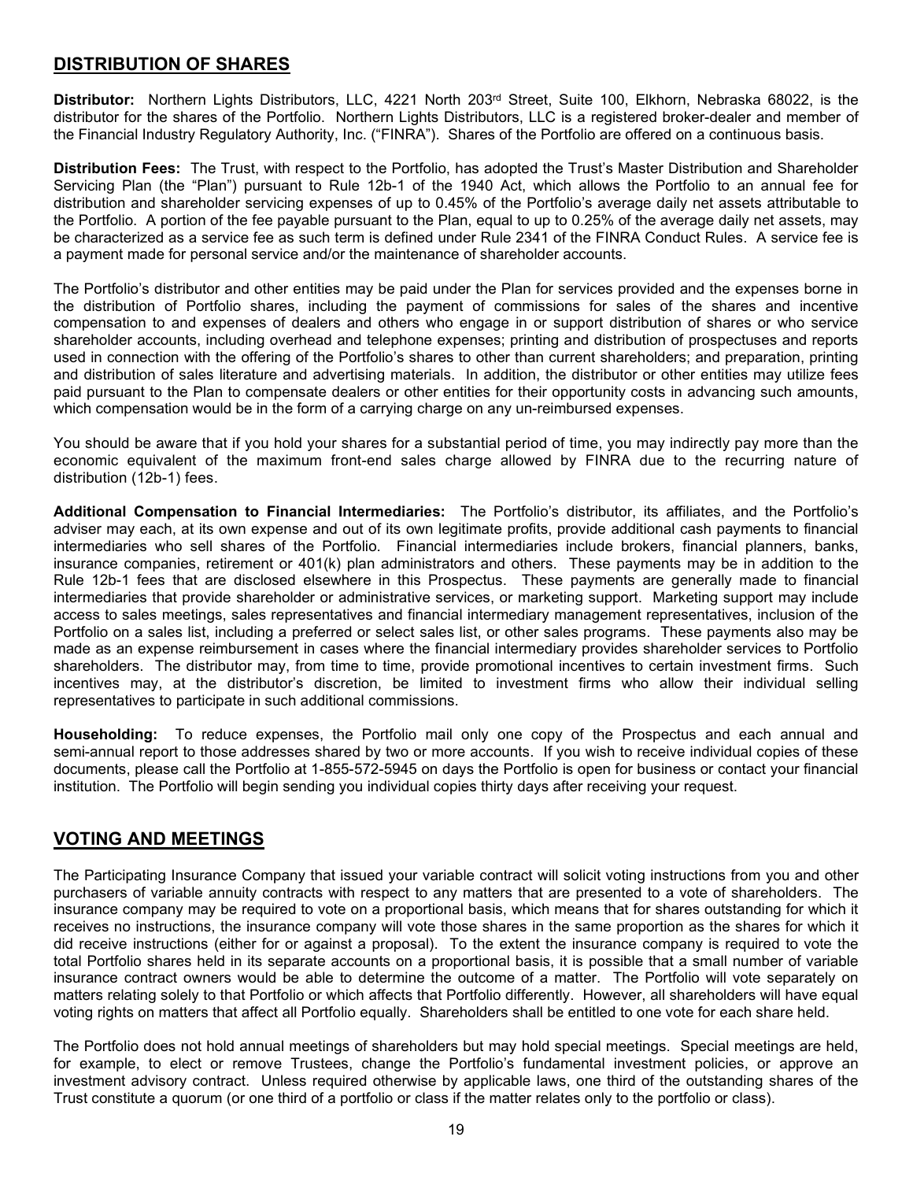## DISTRIBUTION OF SHARES

**Distributor:** Northern Lights Distributors, LLC, 4221 North 203rd Street, Suite 100, Elkhorn, Nebraska 68022, is the distributor for the shares of the Portfolio. Northern Lights Distributors, LLC is a registered broker-dealer and member of the Financial Industry Regulatory Authority, Inc. ("FINRA"). Shares of the Portfolio are offered on a continuous basis.

**Distribution Fees:** The Trust, with respect to the Portfolio, has adopted the Trust's Master Distribution and Shareholder Servicing Plan (the "Plan") pursuant to Rule 12b-1 of the 1940 Act, which allows the Portfolio to an annual fee for distribution and shareholder servicing expenses of up to 0.45% of the Portfolio's average daily net assets attributable to the Portfolio. A portion of the fee payable pursuant to the Plan, equal to up to 0.25% of the average daily net assets, may be characterized as a service fee as such term is defined under Rule 2341 of the FINRA Conduct Rules. A service fee is a payment made for personal service and/or the maintenance of shareholder accounts.

The Portfolio's distributor and other entities may be paid under the Plan for services provided and the expenses borne in the distribution of Portfolio shares, including the payment of commissions for sales of the shares and incentive compensation to and expenses of dealers and others who engage in or support distribution of shares or who service shareholder accounts, including overhead and telephone expenses; printing and distribution of prospectuses and reports used in connection with the offering of the Portfolio's shares to other than current shareholders; and preparation, printing and distribution of sales literature and advertising materials. In addition, the distributor or other entities may utilize fees paid pursuant to the Plan to compensate dealers or other entities for their opportunity costs in advancing such amounts, which compensation would be in the form of a carrying charge on any un-reimbursed expenses.

You should be aware that if you hold your shares for a substantial period of time, you may indirectly pay more than the economic equivalent of the maximum front-end sales charge allowed by FINRA due to the recurring nature of distribution (12b-1) fees.

**Additional Compensation to Financial Intermediaries:** The Portfolio's distributor, its affiliates, and the Portfolio's adviser may each, at its own expense and out of its own legitimate profits, provide additional cash payments to financial intermediaries who sell shares of the Portfolio. Financial intermediaries include brokers, financial planners, banks, insurance companies, retirement or 401(k) plan administrators and others. These payments may be in addition to the Rule 12b-1 fees that are disclosed elsewhere in this Prospectus. These payments are generally made to financial intermediaries that provide shareholder or administrative services, or marketing support. Marketing support may include access to sales meetings, sales representatives and financial intermediary management representatives, inclusion of the Portfolio on a sales list, including a preferred or select sales list, or other sales programs. These payments also may be made as an expense reimbursement in cases where the financial intermediary provides shareholder services to Portfolio shareholders. The distributor may, from time to time, provide promotional incentives to certain investment firms. Such incentives may, at the distributor's discretion, be limited to investment firms who allow their individual selling representatives to participate in such additional commissions.

**Householding:** To reduce expenses, the Portfolio mail only one copy of the Prospectus and each annual and semi-annual report to those addresses shared by two or more accounts. If you wish to receive individual copies of these documents, please call the Portfolio at 1-855-572-5945 on days the Portfolio is open for business or contact your financial institution. The Portfolio will begin sending you individual copies thirty days after receiving your request.

## VOTING AND MEETINGS

The Participating Insurance Company that issued your variable contract will solicit voting instructions from you and other purchasers of variable annuity contracts with respect to any matters that are presented to a vote of shareholders. The insurance company may be required to vote on a proportional basis, which means that for shares outstanding for which it receives no instructions, the insurance company will vote those shares in the same proportion as the shares for which it did receive instructions (either for or against a proposal). To the extent the insurance company is required to vote the total Portfolio shares held in its separate accounts on a proportional basis, it is possible that a small number of variable insurance contract owners would be able to determine the outcome of a matter. The Portfolio will vote separately on matters relating solely to that Portfolio or which affects that Portfolio differently. However, all shareholders will have equal voting rights on matters that affect all Portfolio equally. Shareholders shall be entitled to one vote for each share held.

The Portfolio does not hold annual meetings of shareholders but may hold special meetings. Special meetings are held, for example, to elect or remove Trustees, change the Portfolio's fundamental investment policies, or approve an investment advisory contract. Unless required otherwise by applicable laws, one third of the outstanding shares of the Trust constitute a quorum (or one third of a portfolio or class if the matter relates only to the portfolio or class).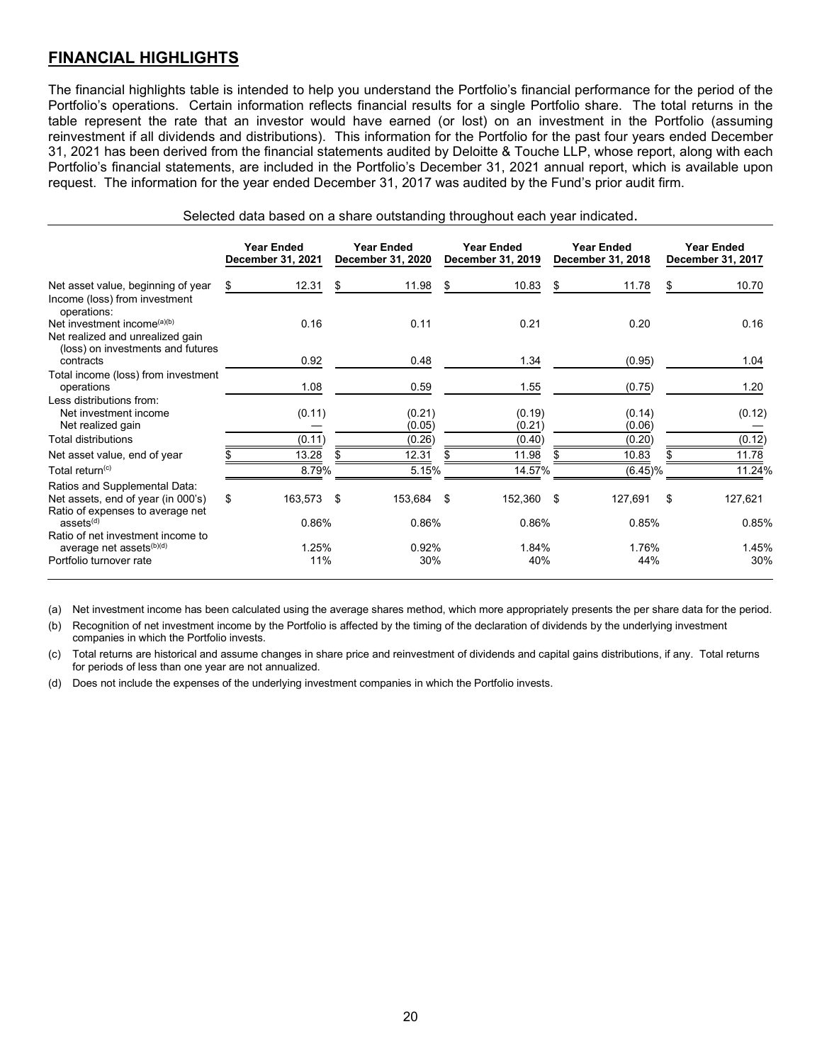## FINANCIAL HIGHLIGHTS

The financial highlights table is intended to help you understand the Portfolio's financial performance for the period of the Portfolio's operations. Certain information reflects financial results for a single Portfolio share. The total returns in the table represent the rate that an investor would have earned (or lost) on an investment in the Portfolio (assuming reinvestment if all dividends and distributions). This information for the Portfolio for the past four years ended December 31, 2021 has been derived from the financial statements audited by Deloitte & Touche LLP, whose report, along with each Portfolio's financial statements, are included in the Portfolio's December 31, 2021 annual report, which is available upon request. The information for the year ended December 31, 2017 was audited by the Fund's prior audit firm.

Selected data based on a share outstanding throughout each year indicated.

| | Year Ended December 31, 2021 | Year Ended December 31, 2020 | Year Ended December 31, 2019 | Year Ended December 31, 2018 | Year Ended December 31, 2017 |
|---|---|---|---|---|---|
| Net asset value, beginning of year | $ 12.31 | $ 11.98 | $ 10.83 | $ 11.78 | $ 10.70 |
| Income (loss) from investment operations: | | | | | |
| Net investment income[(a)(b)] | 0.16 | 0.11 | 0.21 | 0.20 | 0.16 |
| Net realized and unrealized gain (loss) on investments and futures contracts | 0.92 | 0.48 | 1.34 | (0.95) | 1.04 |
| Total income (loss) from investment operations | 1.08 | 0.59 | 1.55 | (0.75) | 1.20 |
| Less distributions from: | | | | | |
| Net investment income | (0.11) | (0.21) | (0.19) | (0.14) | (0.12) |
| Net realized gain | — | (0.05) | (0.21) | (0.06) | — |
| Total distributions | (0.11) | (0.26) | (0.40) | (0.20) | (0.12) |
| Net asset value, end of year | $ 13.28 | $ 12.31 | $ 11.98 | $ 10.83 | $ 11.78 |
| Total return[(c)] | 8.79% | 5.15% | 14.57% | (6.45)% | 11.24% |
| Ratios and Supplemental Data: | | | | | |
| Net assets, end of year (in 000's) | $ 163,573 | $ 153,684 | $ 152,360 | $ 127,691 | $ 127,621 |
| Ratio of expenses to average net assets[(d)] | 0.86% | 0.86% | 0.86% | 0.85% | 0.85% |
| Ratio of net investment income to average net assets[(b)(d)] | 1.25% | 0.92% | 1.84% | 1.76% | 1.45% |
| Portfolio turnover rate | 11% | 30% | 40% | 44% | 30% |

(a) Net investment income has been calculated using the average shares method, which more appropriately presents the per share data for the period.

(b) Recognition of net investment income by the Portfolio is affected by the timing of the declaration of dividends by the underlying investment companies in which the Portfolio invests.

(c) Total returns are historical and assume changes in share price and reinvestment of dividends and capital gains distributions, if any. Total returns for periods of less than one year are not annualized.

(d) Does not include the expenses of the underlying investment companies in which the Portfolio invests.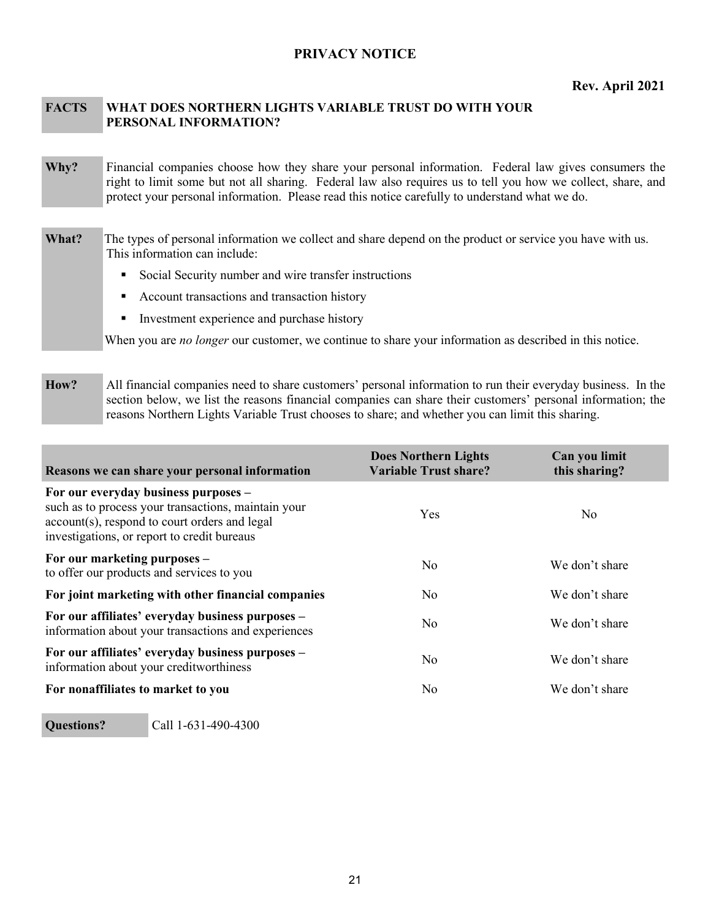# PRIVACY NOTICE

**Rev. April 2021**

| **FACTS** | **WHAT DOES NORTHERN LIGHTS VARIABLE TRUST DO WITH YOUR PERSONAL INFORMATION?** |
|---|---|

| | |
|---|---|
| **Why?** | Financial companies choose how they share your personal information. Federal law gives consumers the right to limit some but not all sharing. Federal law also requires us to tell you how we collect, share, and protect your personal information. Please read this notice carefully to understand what we do. |
| **What?** | The types of personal information we collect and share depend on the product or service you have with us. This information can include:<br>▪ Social Security number and wire transfer instructions<br>▪ Account transactions and transaction history<br>▪ Investment experience and purchase history<br>When you are *no longer* our customer, we continue to share your information as described in this notice. |
| **How?** | All financial companies need to share customers' personal information to run their everyday business. In the section below, we list the reasons financial companies can share their customers' personal information; the reasons Northern Lights Variable Trust chooses to share; and whether you can limit this sharing. |

| **Reasons we can share your personal information** | **Does Northern Lights Variable Trust share?** | **Can you limit this sharing?** |
|---|---|---|
| **For our everyday business purposes –** such as to process your transactions, maintain your account(s), respond to court orders and legal investigations, or report to credit bureaus | Yes | No |
| **For our marketing purposes –** to offer our products and services to you | No | We don't share |
| **For joint marketing with other financial companies** | No | We don't share |
| **For our affiliates' everyday business purposes –** information about your transactions and experiences | No | We don't share |
| **For our affiliates' everyday business purposes –** information about your creditworthiness | No | We don't share |
| **For nonaffiliates to market to you** | No | We don't share |

| **Questions?** | Call 1-631-490-4300 |
|---|---|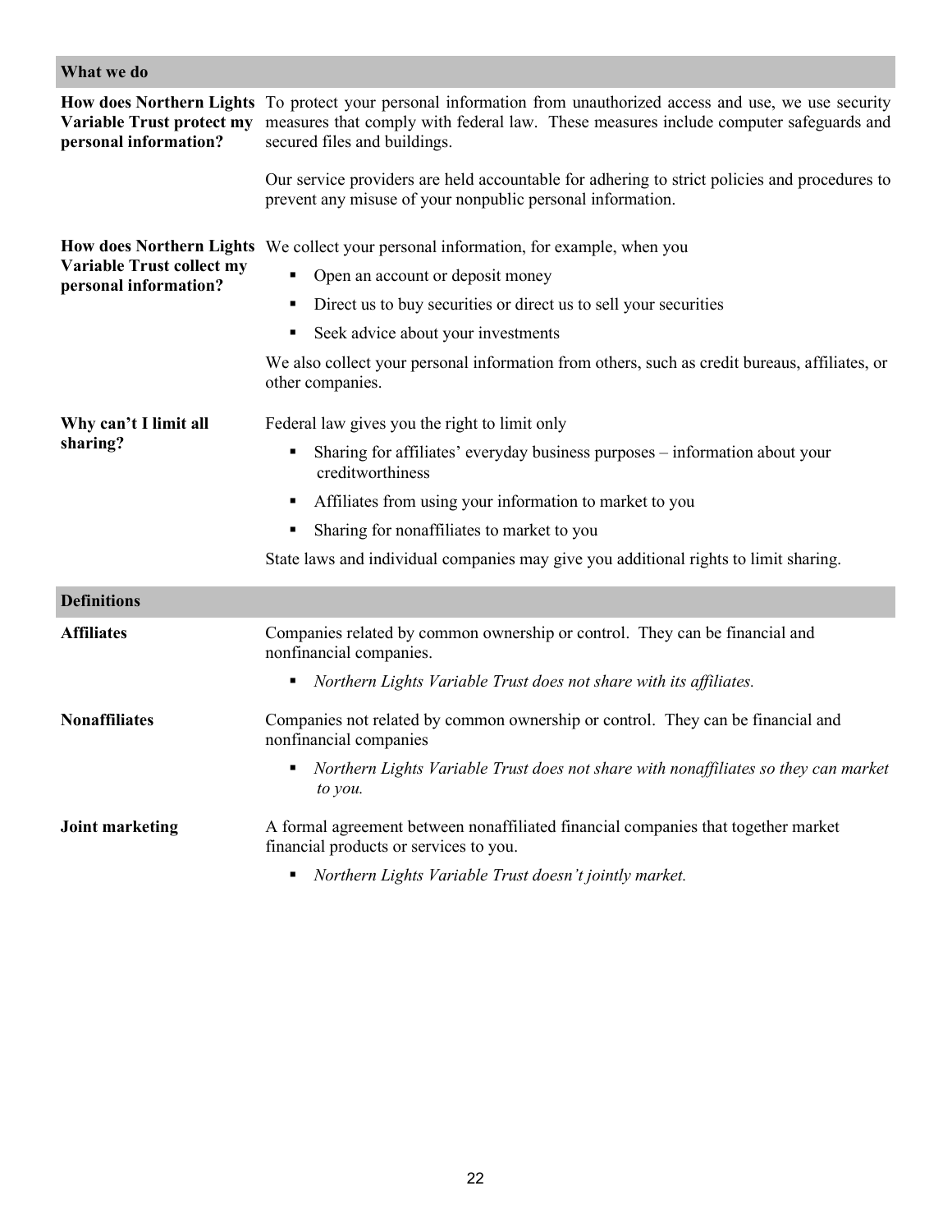| What we do | |
|---|---|
| **How does Northern Lights Variable Trust protect my personal information?** | To protect your personal information from unauthorized access and use, we use security measures that comply with federal law. These measures include computer safeguards and secured files and buildings.<br><br>Our service providers are held accountable for adhering to strict policies and procedures to prevent any misuse of your nonpublic personal information. |
| **How does Northern Lights Variable Trust collect my personal information?** | We collect your personal information, for example, when you<br>▪ Open an account or deposit money<br>▪ Direct us to buy securities or direct us to sell your securities<br>▪ Seek advice about your investments<br><br>We also collect your personal information from others, such as credit bureaus, affiliates, or other companies. |
| **Why can't I limit all sharing?** | Federal law gives you the right to limit only<br>▪ Sharing for affiliates' everyday business purposes – information about your creditworthiness<br>▪ Affiliates from using your information to market to you<br>▪ Sharing for nonaffiliates to market to you<br><br>State laws and individual companies may give you additional rights to limit sharing. |

| Definitions | |
|---|---|
| **Affiliates** | Companies related by common ownership or control. They can be financial and nonfinancial companies.<br>▪ *Northern Lights Variable Trust does not share with its affiliates.* |
| **Nonaffiliates** | Companies not related by common ownership or control. They can be financial and nonfinancial companies<br>▪ *Northern Lights Variable Trust does not share with nonaffiliates so they can market to you.* |
| **Joint marketing** | A formal agreement between nonaffiliated financial companies that together market financial products or services to you.<br>▪ *Northern Lights Variable Trust doesn't jointly market.* |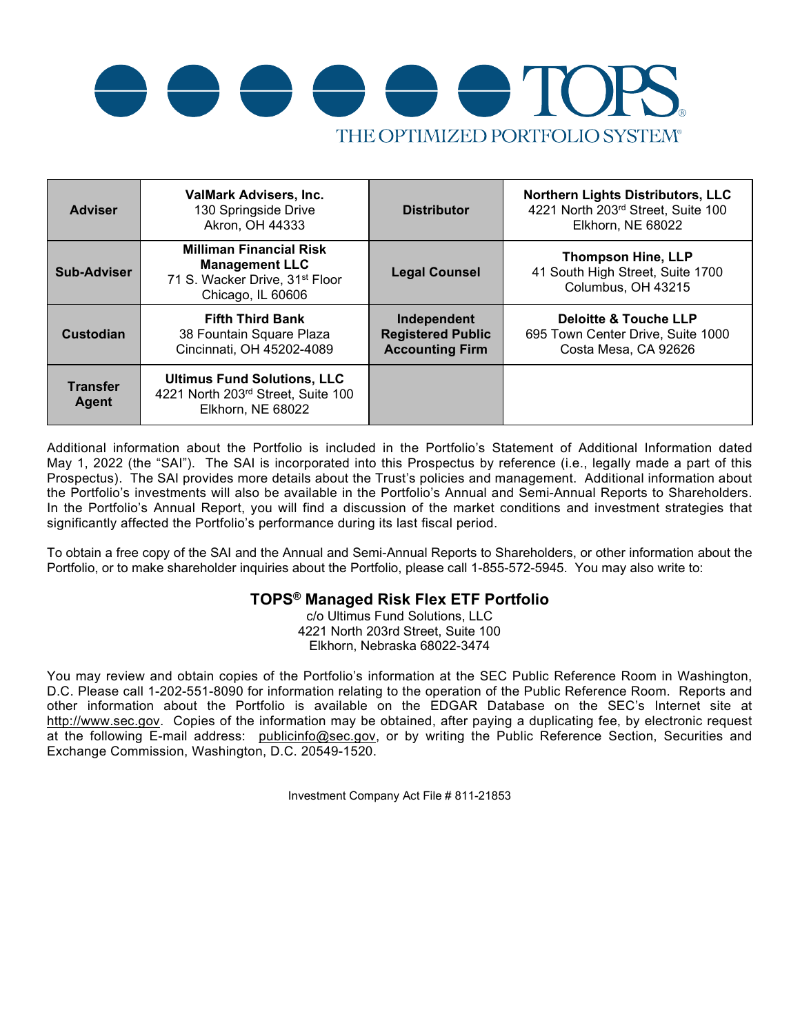# TOPS®

THE OPTIMIZED PORTFOLIO SYSTEM®

| | | | |
|---|---|---|---|
| **Adviser** | **ValMark Advisers, Inc.**<br>130 Springside Drive<br>Akron, OH 44333 | **Distributor** | **Northern Lights Distributors, LLC**<br>4221 North 203rd Street, Suite 100<br>Elkhorn, NE 68022 |
| **Sub-Adviser** | **Milliman Financial Risk Management LLC**<br>71 S. Wacker Drive, 31st Floor<br>Chicago, IL 60606 | **Legal Counsel** | **Thompson Hine, LLP**<br>41 South High Street, Suite 1700<br>Columbus, OH 43215 |
| **Custodian** | **Fifth Third Bank**<br>38 Fountain Square Plaza<br>Cincinnati, OH 45202-4089 | **Independent Registered Public Accounting Firm** | **Deloitte & Touche LLP**<br>695 Town Center Drive, Suite 1000<br>Costa Mesa, CA 92626 |
| **Transfer Agent** | **Ultimus Fund Solutions, LLC**<br>4221 North 203rd Street, Suite 100<br>Elkhorn, NE 68022 | | |

Additional information about the Portfolio is included in the Portfolio's Statement of Additional Information dated May 1, 2022 (the "SAI"). The SAI is incorporated into this Prospectus by reference (i.e., legally made a part of this Prospectus). The SAI provides more details about the Trust's policies and management. Additional information about the Portfolio's investments will also be available in the Portfolio's Annual and Semi-Annual Reports to Shareholders. In the Portfolio's Annual Report, you will find a discussion of the market conditions and investment strategies that significantly affected the Portfolio's performance during its last fiscal period.

To obtain a free copy of the SAI and the Annual and Semi-Annual Reports to Shareholders, or other information about the Portfolio, or to make shareholder inquiries about the Portfolio, please call 1-855-572-5945. You may also write to:

**TOPS® Managed Risk Flex ETF Portfolio**
c/o Ultimus Fund Solutions, LLC
4221 North 203rd Street, Suite 100
Elkhorn, Nebraska 68022-3474

You may review and obtain copies of the Portfolio's information at the SEC Public Reference Room in Washington, D.C. Please call 1-202-551-8090 for information relating to the operation of the Public Reference Room. Reports and other information about the Portfolio is available on the EDGAR Database on the SEC's Internet site at http://www.sec.gov. Copies of the information may be obtained, after paying a duplicating fee, by electronic request at the following E-mail address: publicinfo@sec.gov, or by writing the Public Reference Section, Securities and Exchange Commission, Washington, D.C. 20549-1520.

Investment Company Act File # 811-21853